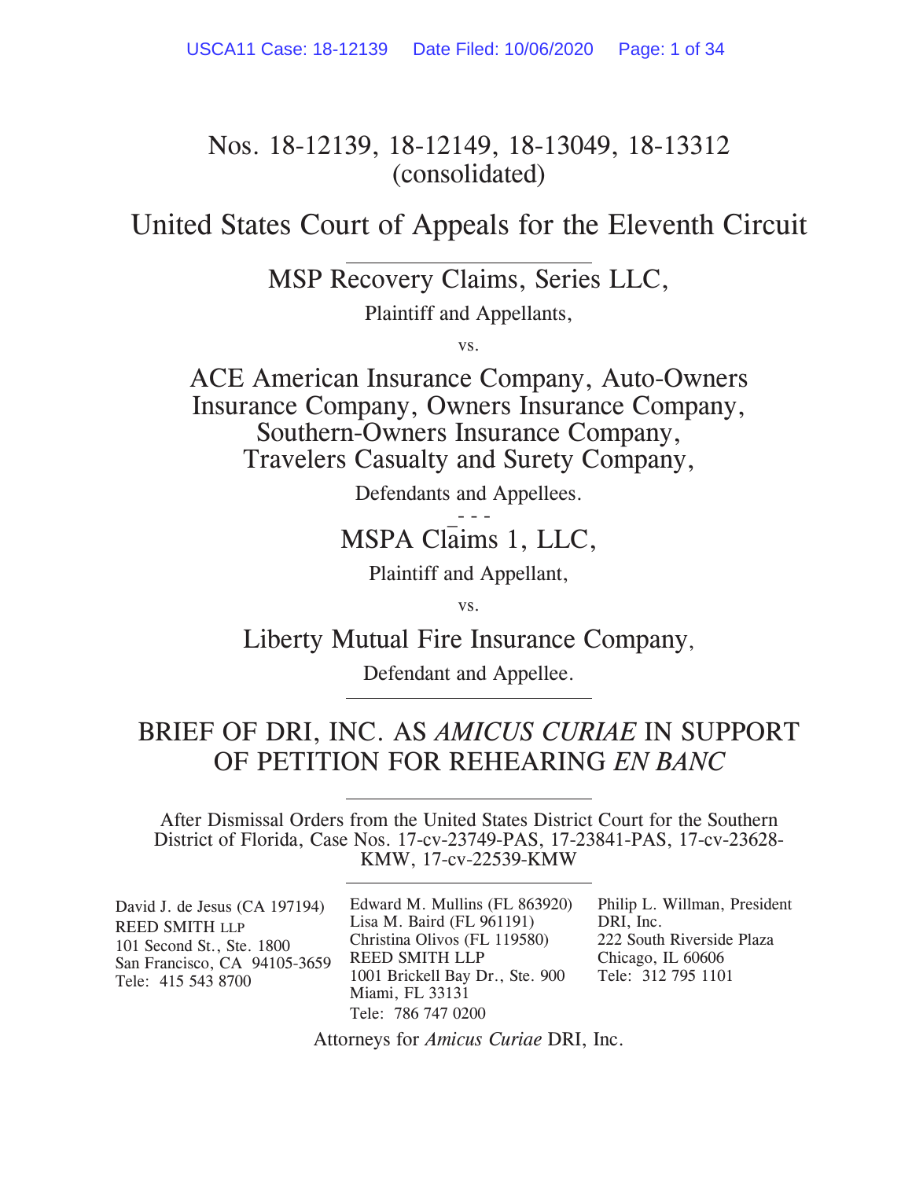Nos. 18-12139, 18-12149, 18-13049, 18-13312
(consolidated)

# United States Court of Appeals for the Eleventh Circuit

MSP Recovery Claims, Series LLC,

Plaintiff and Appellants,

vs.

ACE American Insurance Company, Auto-Owners Insurance Company, Owners Insurance Company, Southern-Owners Insurance Company, Travelers Casualty and Surety Company,

Defendants and Appellees.

- - -

MSPA Claims 1, LLC,

Plaintiff and Appellant,

vs.

Liberty Mutual Fire Insurance Company,

Defendant and Appellee.

## BRIEF OF DRI, INC. AS *AMICUS CURIAE* IN SUPPORT OF PETITION FOR REHEARING *EN BANC*

After Dismissal Orders from the United States District Court for the Southern District of Florida, Case Nos. 17-cv-23749-PAS, 17-23841-PAS, 17-cv-23628-KMW, 17-cv-22539-KMW

David J. de Jesus (CA 197194)
REED SMITH LLP
101 Second St., Ste. 1800
San Francisco, CA 94105-3659
Tele: 415 543 8700

Edward M. Mullins (FL 863920)
Lisa M. Baird (FL 961191)
Christina Olivos (FL 119580)
REED SMITH LLP
1001 Brickell Bay Dr., Ste. 900
Miami, FL 33131
Tele: 786 747 0200

Philip L. Willman, President
DRI, Inc.
222 South Riverside Plaza
Chicago, IL 60606
Tele: 312 795 1101

Attorneys for *Amicus Curiae* DRI, Inc.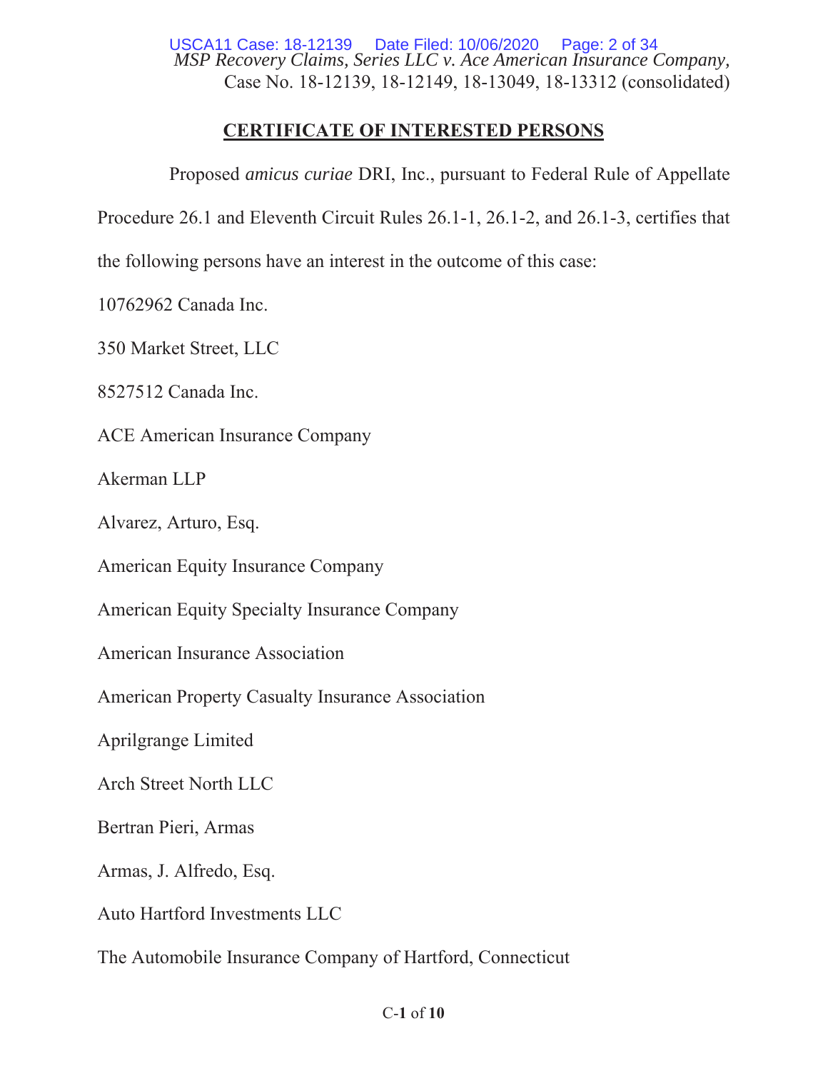## CERTIFICATE OF INTERESTED PERSONS

Proposed *amicus curiae* DRI, Inc., pursuant to Federal Rule of Appellate Procedure 26.1 and Eleventh Circuit Rules 26.1-1, 26.1-2, and 26.1-3, certifies that the following persons have an interest in the outcome of this case:

10762962 Canada Inc.

350 Market Street, LLC

8527512 Canada Inc.

ACE American Insurance Company

Akerman LLP

Alvarez, Arturo, Esq.

American Equity Insurance Company

American Equity Specialty Insurance Company

American Insurance Association

American Property Casualty Insurance Association

Aprilgrange Limited

Arch Street North LLC

Bertran Pieri, Armas

Armas, J. Alfredo, Esq.

Auto Hartford Investments LLC

The Automobile Insurance Company of Hartford, Connecticut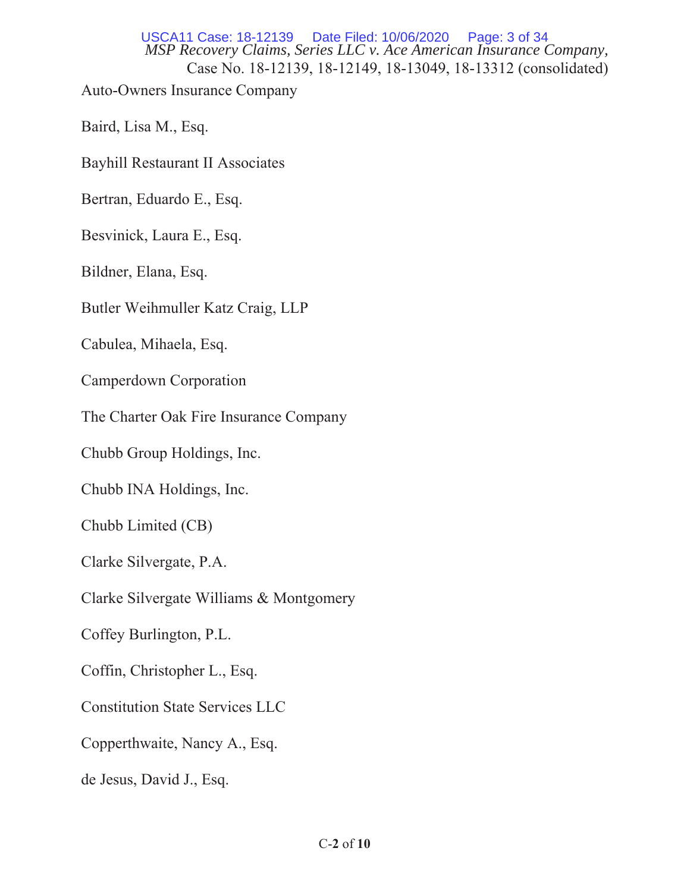Auto-Owners Insurance Company

Baird, Lisa M., Esq.

Bayhill Restaurant II Associates

Bertran, Eduardo E., Esq.

Besvinick, Laura E., Esq.

Bildner, Elana, Esq.

Butler Weihmuller Katz Craig, LLP

Cabulea, Mihaela, Esq.

Camperdown Corporation

The Charter Oak Fire Insurance Company

Chubb Group Holdings, Inc.

Chubb INA Holdings, Inc.

Chubb Limited (CB)

Clarke Silvergate, P.A.

Clarke Silvergate Williams & Montgomery

Coffey Burlington, P.L.

Coffin, Christopher L., Esq.

Constitution State Services LLC

Copperthwaite, Nancy A., Esq.

de Jesus, David J., Esq.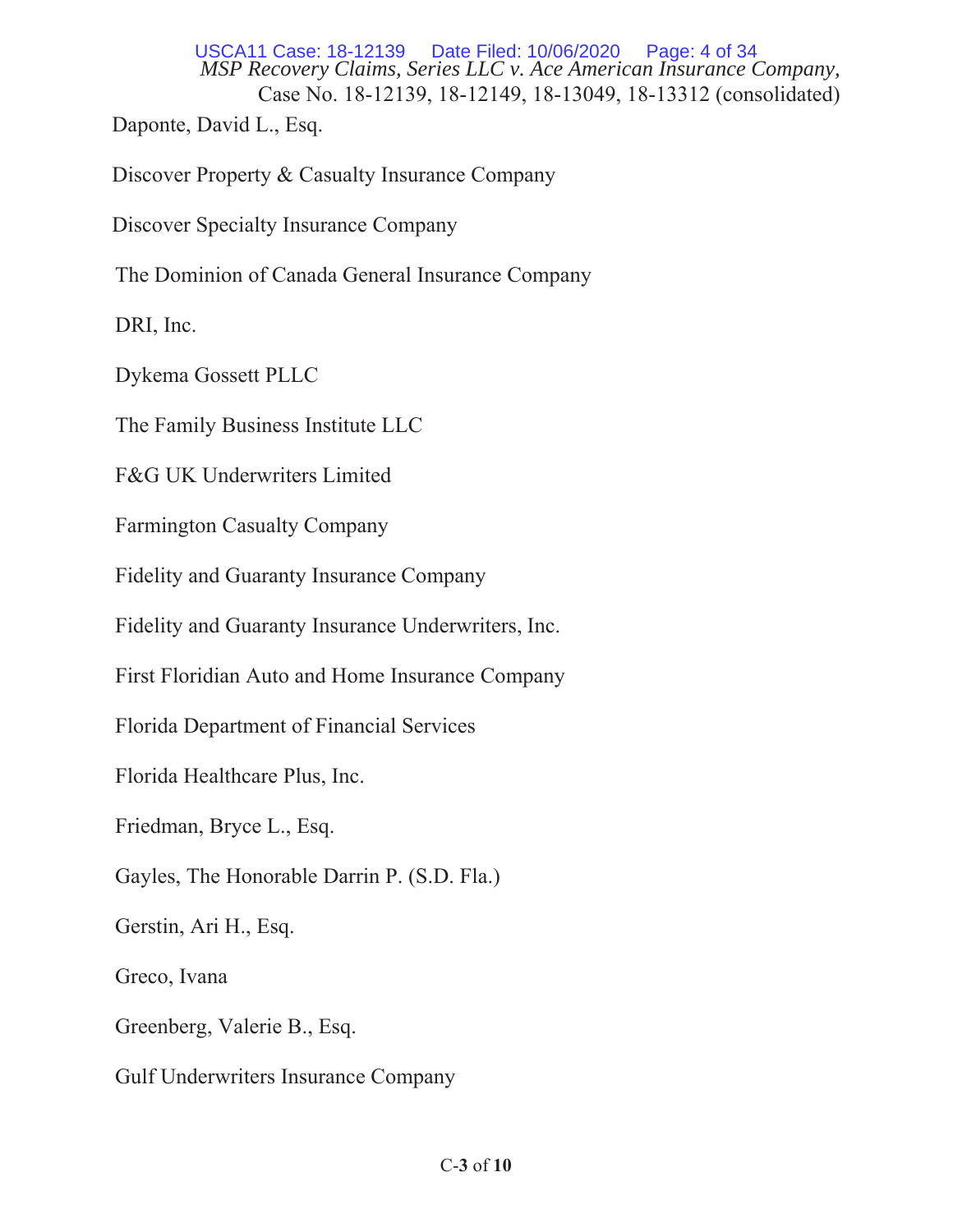Daponte, David L., Esq.

Discover Property & Casualty Insurance Company

Discover Specialty Insurance Company

The Dominion of Canada General Insurance Company

DRI, Inc.

Dykema Gossett PLLC

The Family Business Institute LLC

F&G UK Underwriters Limited

Farmington Casualty Company

Fidelity and Guaranty Insurance Company

Fidelity and Guaranty Insurance Underwriters, Inc.

First Floridian Auto and Home Insurance Company

Florida Department of Financial Services

Florida Healthcare Plus, Inc.

Friedman, Bryce L., Esq.

Gayles, The Honorable Darrin P. (S.D. Fla.)

Gerstin, Ari H., Esq.

Greco, Ivana

Greenberg, Valerie B., Esq.

Gulf Underwriters Insurance Company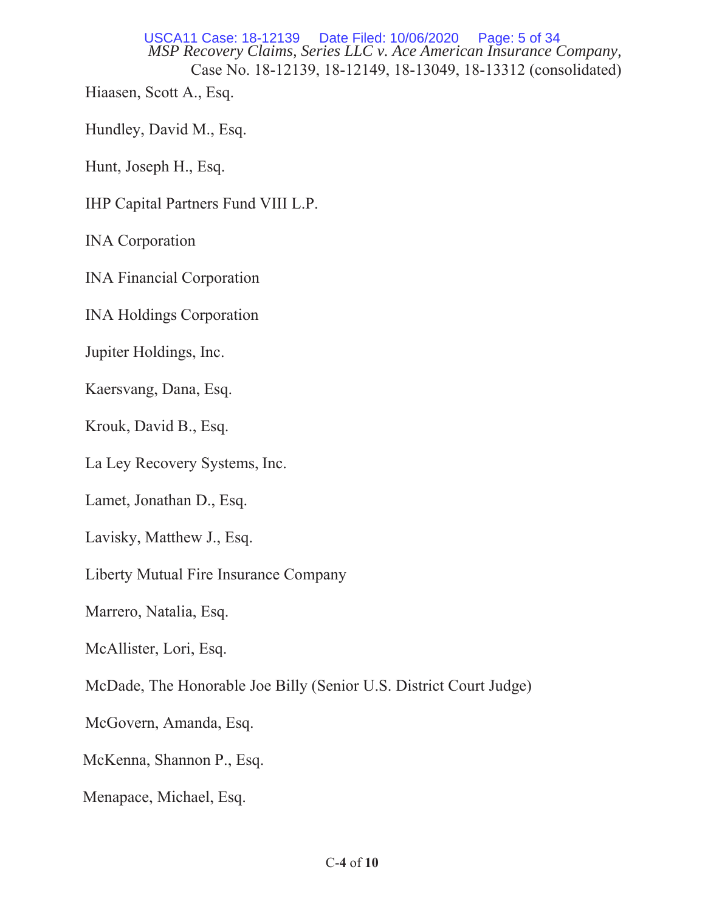Hiaasen, Scott A., Esq.

Hundley, David M., Esq.

Hunt, Joseph H., Esq.

IHP Capital Partners Fund VIII L.P.

INA Corporation

INA Financial Corporation

INA Holdings Corporation

Jupiter Holdings, Inc.

Kaersvang, Dana, Esq.

Krouk, David B., Esq.

La Ley Recovery Systems, Inc.

Lamet, Jonathan D., Esq.

Lavisky, Matthew J., Esq.

Liberty Mutual Fire Insurance Company

Marrero, Natalia, Esq.

McAllister, Lori, Esq.

McDade, The Honorable Joe Billy (Senior U.S. District Court Judge)

McGovern, Amanda, Esq.

McKenna, Shannon P., Esq.

Menapace, Michael, Esq.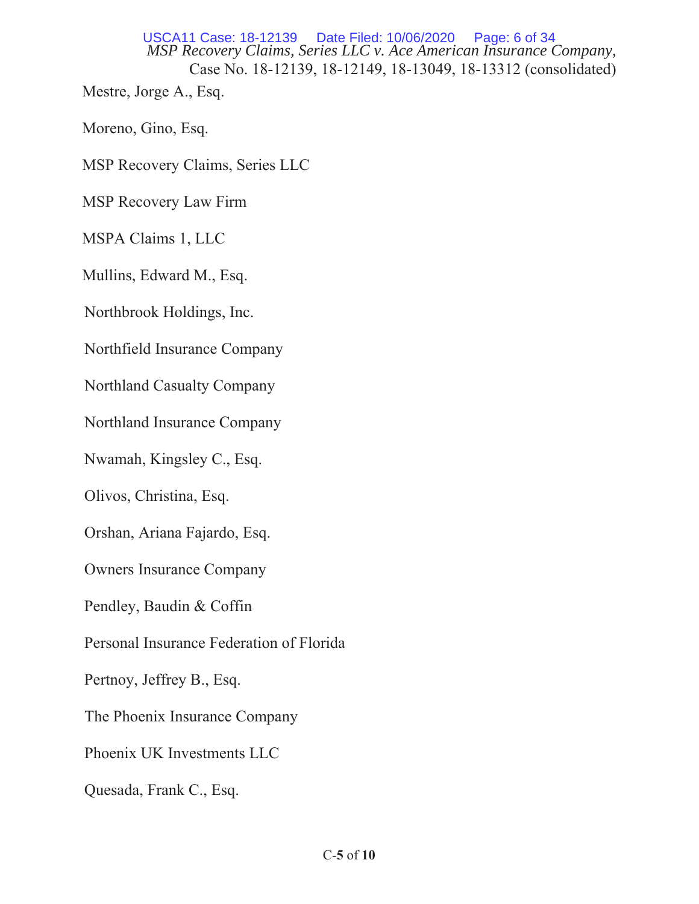Mestre, Jorge A., Esq.

Moreno, Gino, Esq.

MSP Recovery Claims, Series LLC

MSP Recovery Law Firm

MSPA Claims 1, LLC

Mullins, Edward M., Esq.

Northbrook Holdings, Inc.

Northfield Insurance Company

Northland Casualty Company

Northland Insurance Company

Nwamah, Kingsley C., Esq.

Olivos, Christina, Esq.

Orshan, Ariana Fajardo, Esq.

Owners Insurance Company

Pendley, Baudin & Coffin

Personal Insurance Federation of Florida

Pertnoy, Jeffrey B., Esq.

The Phoenix Insurance Company

Phoenix UK Investments LLC

Quesada, Frank C., Esq.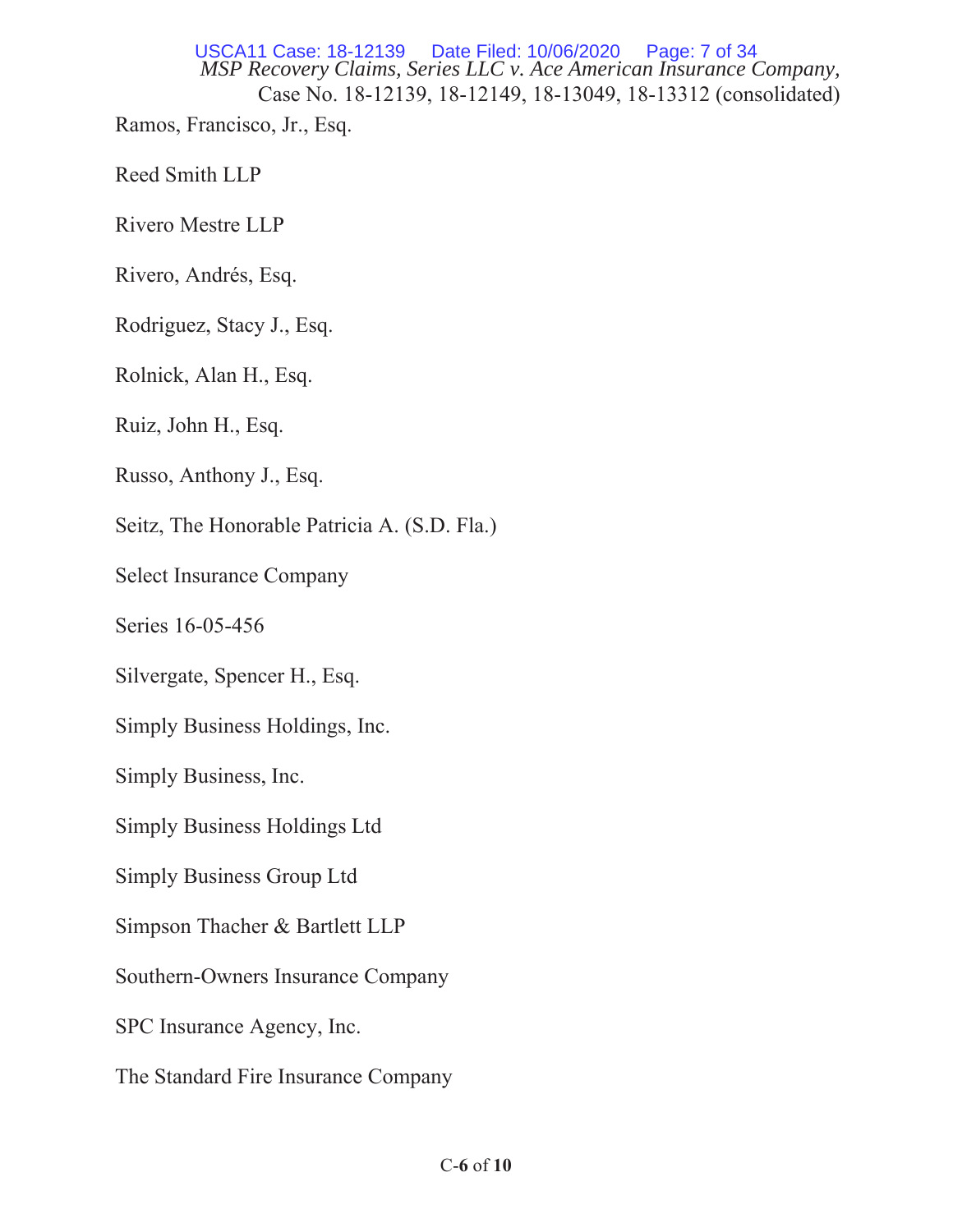Ramos, Francisco, Jr., Esq.

Reed Smith LLP

Rivero Mestre LLP

Rivero, Andrés, Esq.

Rodriguez, Stacy J., Esq.

Rolnick, Alan H., Esq.

Ruiz, John H., Esq.

Russo, Anthony J., Esq.

Seitz, The Honorable Patricia A. (S.D. Fla.)

Select Insurance Company

Series 16-05-456

Silvergate, Spencer H., Esq.

Simply Business Holdings, Inc.

Simply Business, Inc.

Simply Business Holdings Ltd

Simply Business Group Ltd

Simpson Thacher & Bartlett LLP

Southern-Owners Insurance Company

SPC Insurance Agency, Inc.

The Standard Fire Insurance Company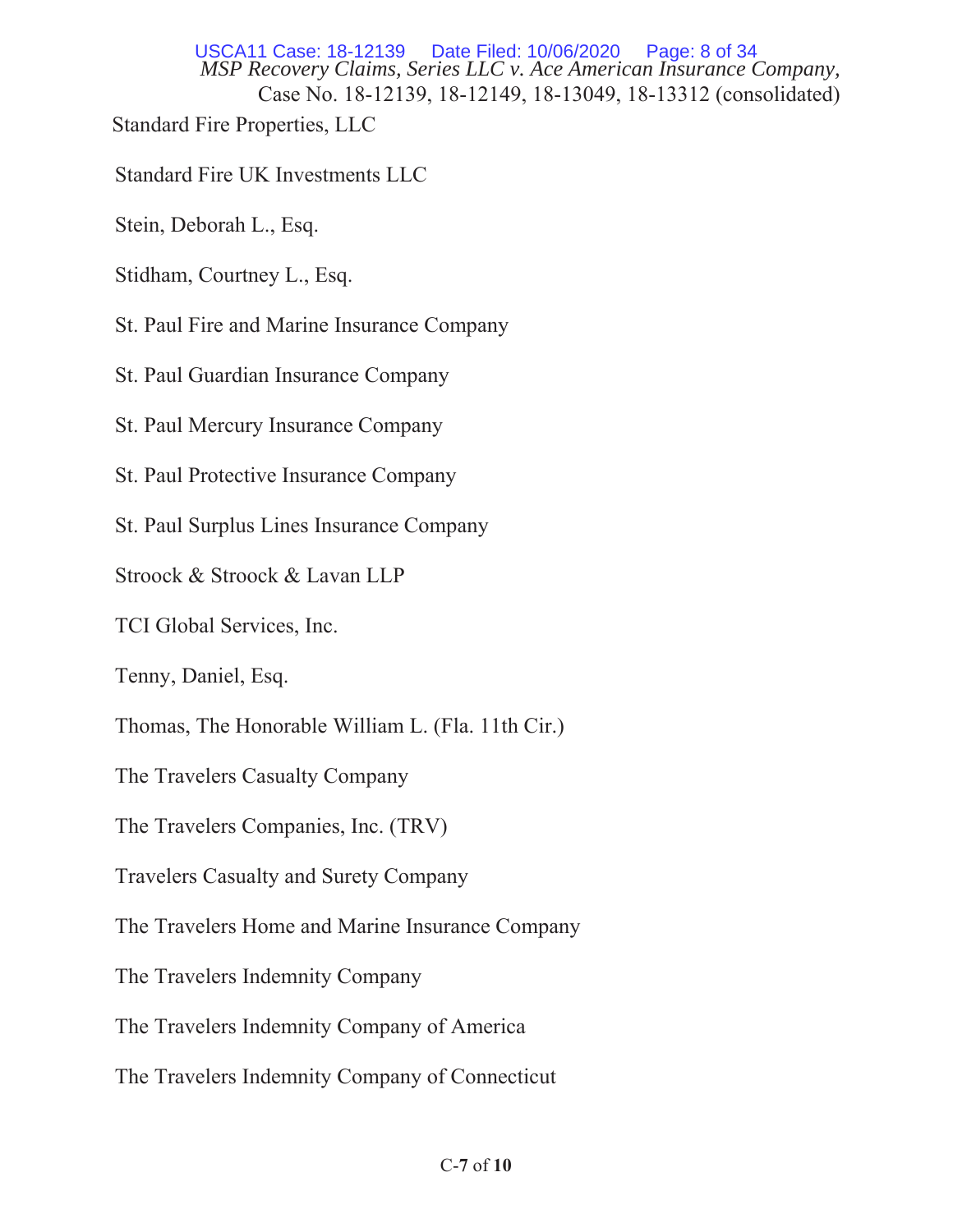Standard Fire Properties, LLC

Standard Fire UK Investments LLC

Stein, Deborah L., Esq.

Stidham, Courtney L., Esq.

St. Paul Fire and Marine Insurance Company

St. Paul Guardian Insurance Company

St. Paul Mercury Insurance Company

St. Paul Protective Insurance Company

St. Paul Surplus Lines Insurance Company

Stroock & Stroock & Lavan LLP

TCI Global Services, Inc.

Tenny, Daniel, Esq.

Thomas, The Honorable William L. (Fla. 11th Cir.)

The Travelers Casualty Company

The Travelers Companies, Inc. (TRV)

Travelers Casualty and Surety Company

The Travelers Home and Marine Insurance Company

The Travelers Indemnity Company

The Travelers Indemnity Company of America

The Travelers Indemnity Company of Connecticut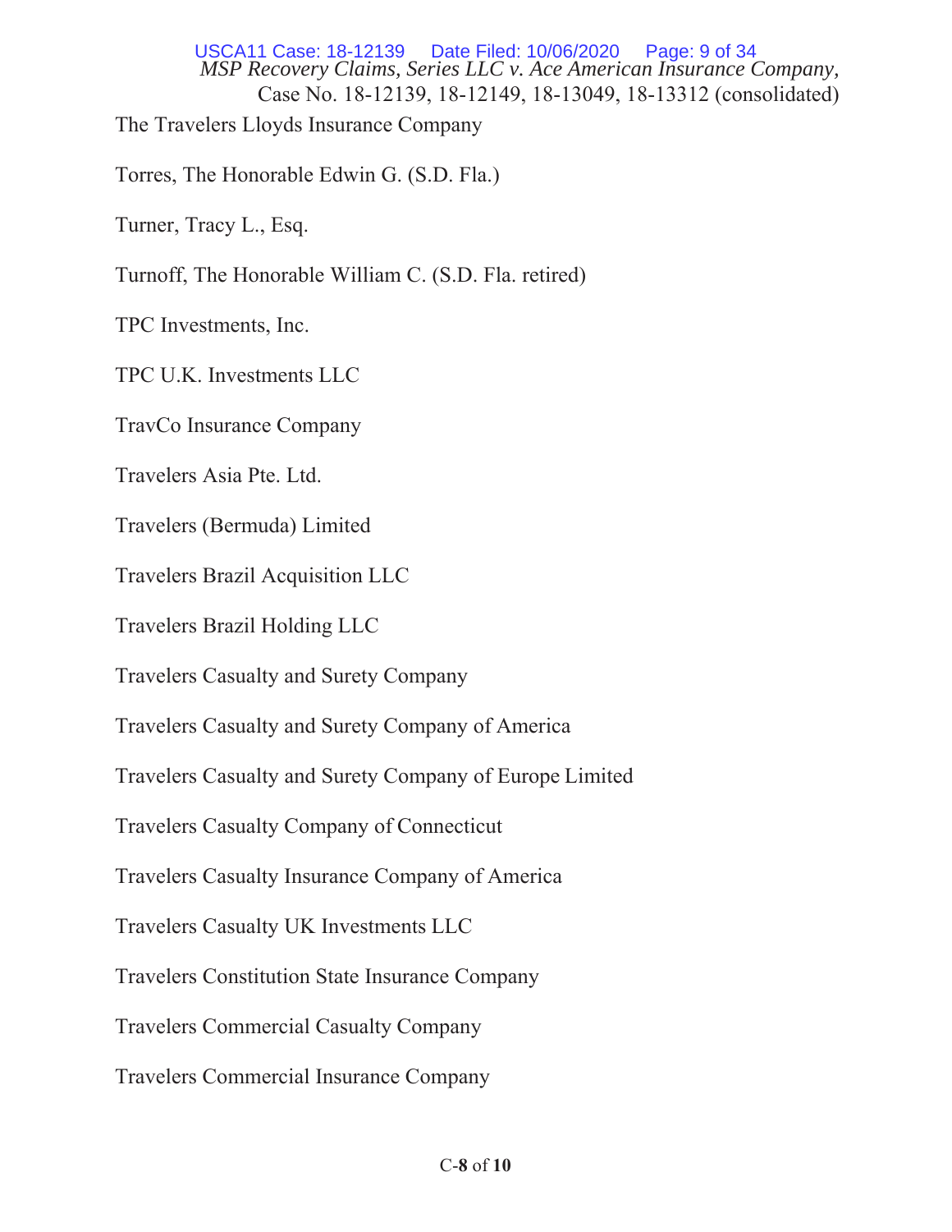The Travelers Lloyds Insurance Company

Torres, The Honorable Edwin G. (S.D. Fla.)

Turner, Tracy L., Esq.

Turnoff, The Honorable William C. (S.D. Fla. retired)

TPC Investments, Inc.

TPC U.K. Investments LLC

TravCo Insurance Company

Travelers Asia Pte. Ltd.

Travelers (Bermuda) Limited

Travelers Brazil Acquisition LLC

Travelers Brazil Holding LLC

Travelers Casualty and Surety Company

Travelers Casualty and Surety Company of America

Travelers Casualty and Surety Company of Europe Limited

Travelers Casualty Company of Connecticut

Travelers Casualty Insurance Company of America

Travelers Casualty UK Investments LLC

Travelers Constitution State Insurance Company

Travelers Commercial Casualty Company

Travelers Commercial Insurance Company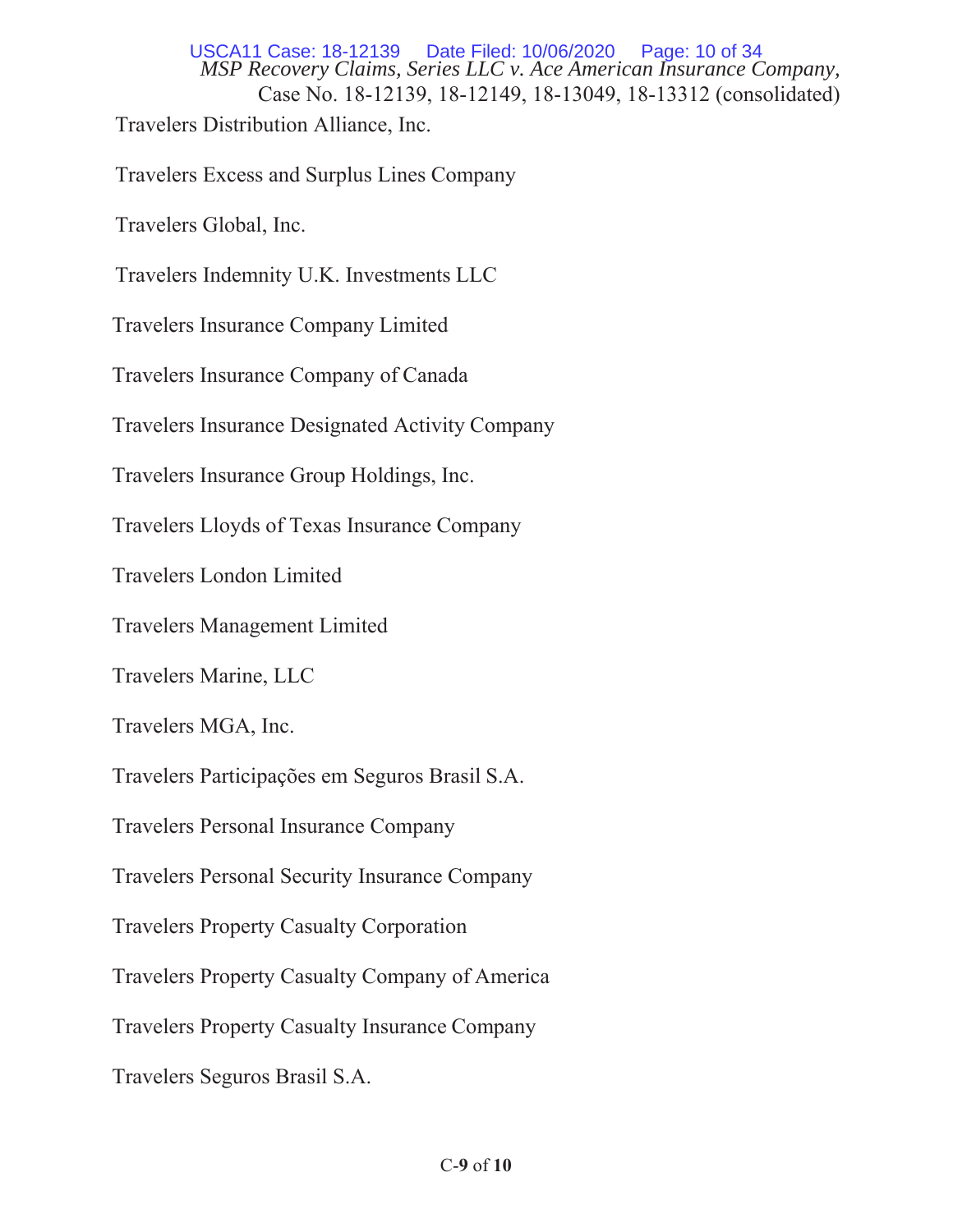Travelers Distribution Alliance, Inc.

Travelers Excess and Surplus Lines Company

Travelers Global, Inc.

Travelers Indemnity U.K. Investments LLC

Travelers Insurance Company Limited

Travelers Insurance Company of Canada

Travelers Insurance Designated Activity Company

Travelers Insurance Group Holdings, Inc.

Travelers Lloyds of Texas Insurance Company

Travelers London Limited

Travelers Management Limited

Travelers Marine, LLC

Travelers MGA, Inc.

Travelers Participações em Seguros Brasil S.A.

Travelers Personal Insurance Company

Travelers Personal Security Insurance Company

Travelers Property Casualty Corporation

Travelers Property Casualty Company of America

Travelers Property Casualty Insurance Company

Travelers Seguros Brasil S.A.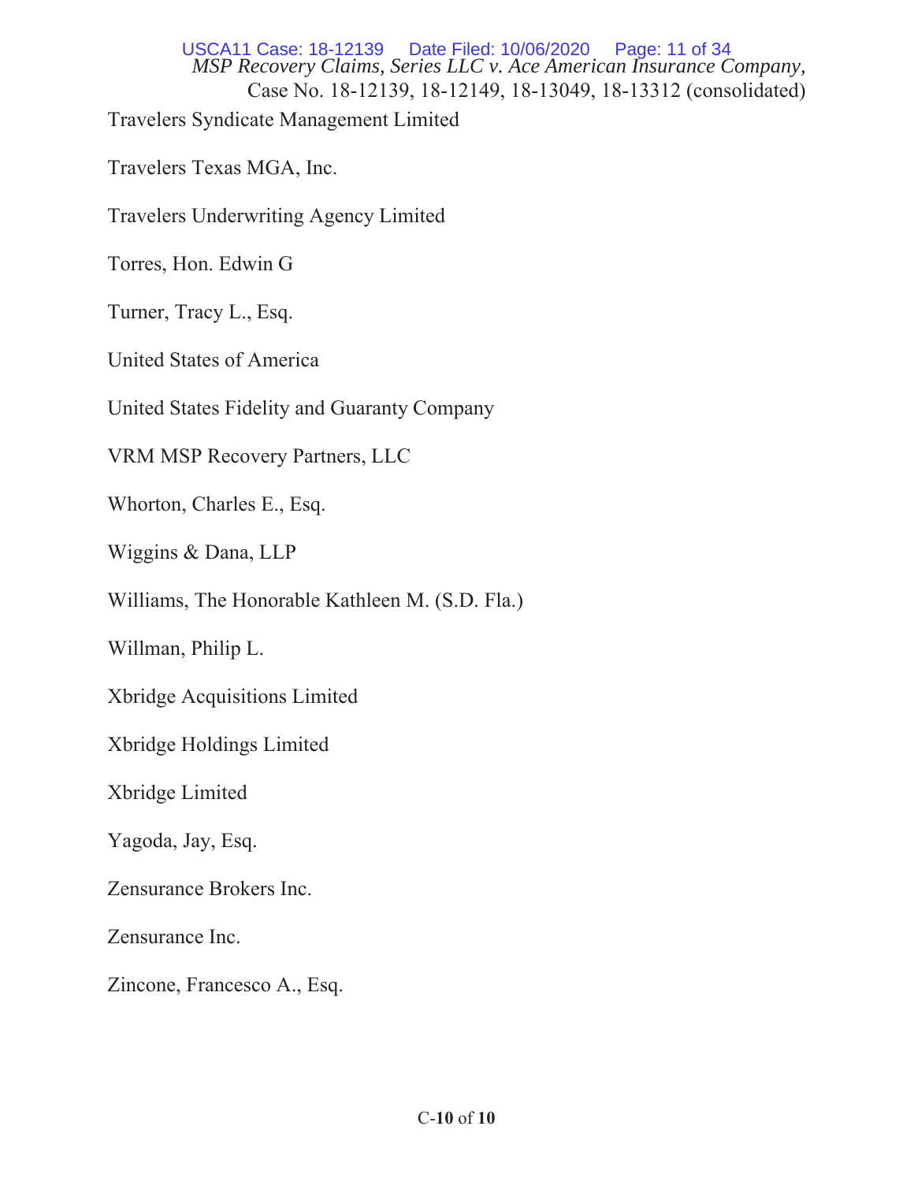Travelers Syndicate Management Limited

Travelers Texas MGA, Inc.

Travelers Underwriting Agency Limited

Torres, Hon. Edwin G

Turner, Tracy L., Esq.

United States of America

United States Fidelity and Guaranty Company

VRM MSP Recovery Partners, LLC

Whorton, Charles E., Esq.

Wiggins & Dana, LLP

Williams, The Honorable Kathleen M. (S.D. Fla.)

Willman, Philip L.

Xbridge Acquisitions Limited

Xbridge Holdings Limited

Xbridge Limited

Yagoda, Jay, Esq.

Zensurance Brokers Inc.

Zensurance Inc.

Zincone, Francesco A., Esq.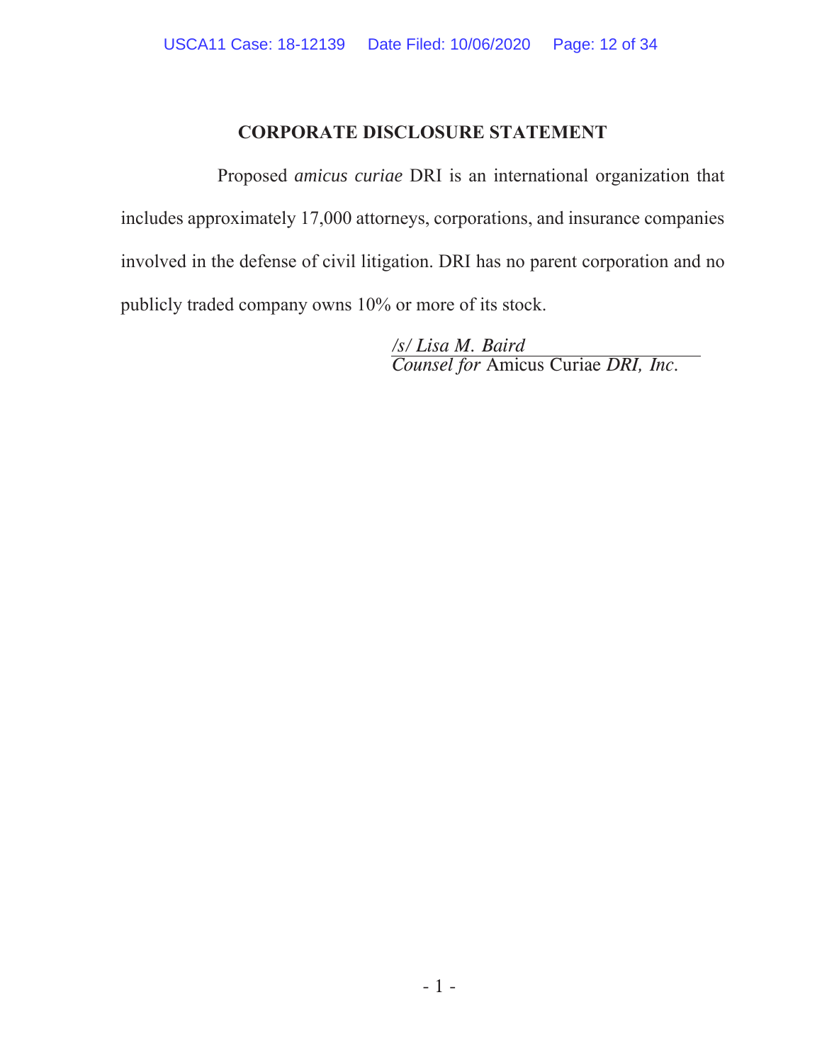## CORPORATE DISCLOSURE STATEMENT

Proposed *amicus curiae* DRI is an international organization that includes approximately 17,000 attorneys, corporations, and insurance companies involved in the defense of civil litigation. DRI has no parent corporation and no publicly traded company owns 10% or more of its stock.

*/s/ Lisa M. Baird*
*Counsel for* Amicus Curiae *DRI, Inc*.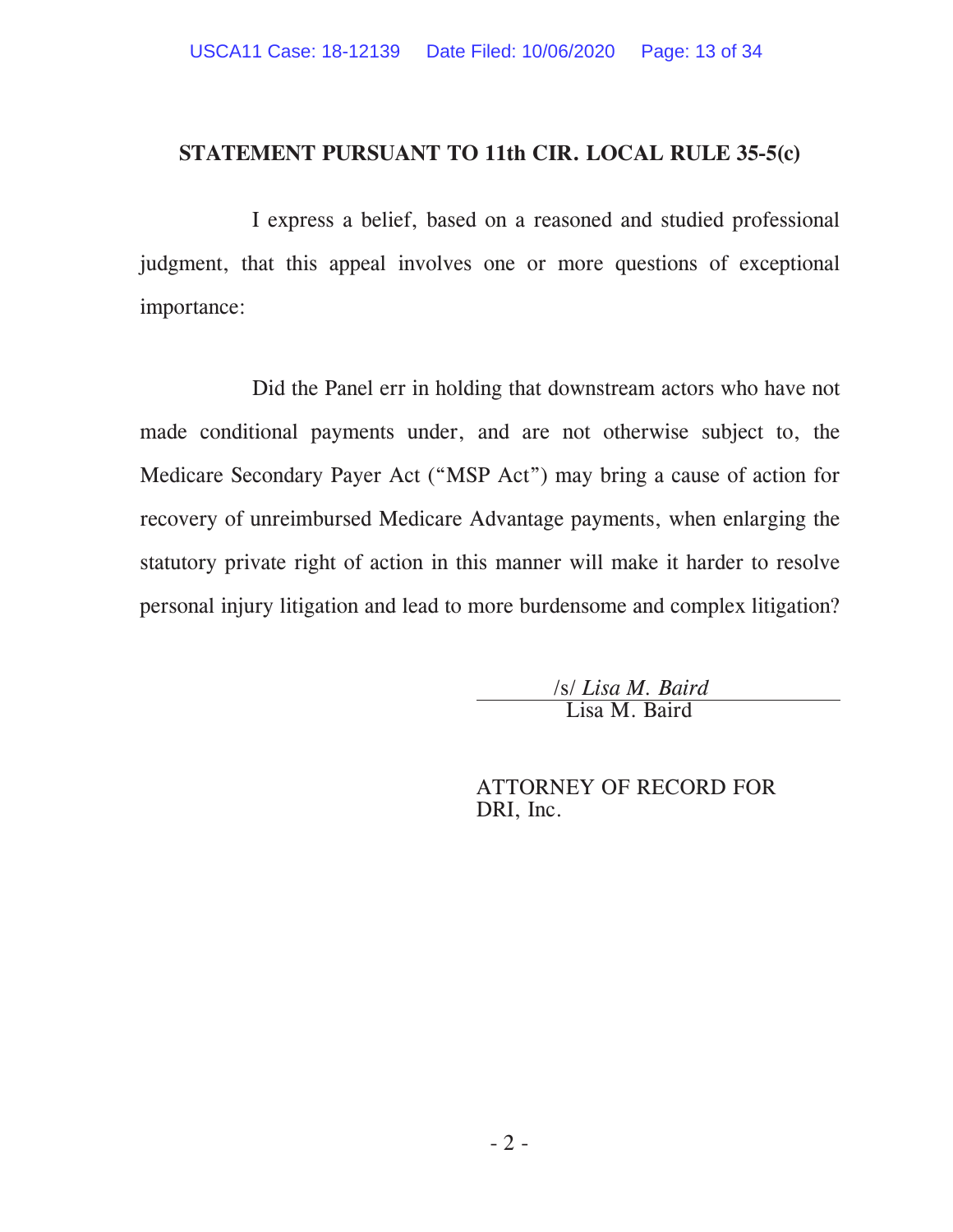## STATEMENT PURSUANT TO 11th CIR. LOCAL RULE 35-5(c)

I express a belief, based on a reasoned and studied professional judgment, that this appeal involves one or more questions of exceptional importance:

Did the Panel err in holding that downstream actors who have not made conditional payments under, and are not otherwise subject to, the Medicare Secondary Payer Act ("MSP Act") may bring a cause of action for recovery of unreimbursed Medicare Advantage payments, when enlarging the statutory private right of action in this manner will make it harder to resolve personal injury litigation and lead to more burdensome and complex litigation?

/s/ *Lisa M. Baird*
Lisa M. Baird

ATTORNEY OF RECORD FOR DRI, Inc.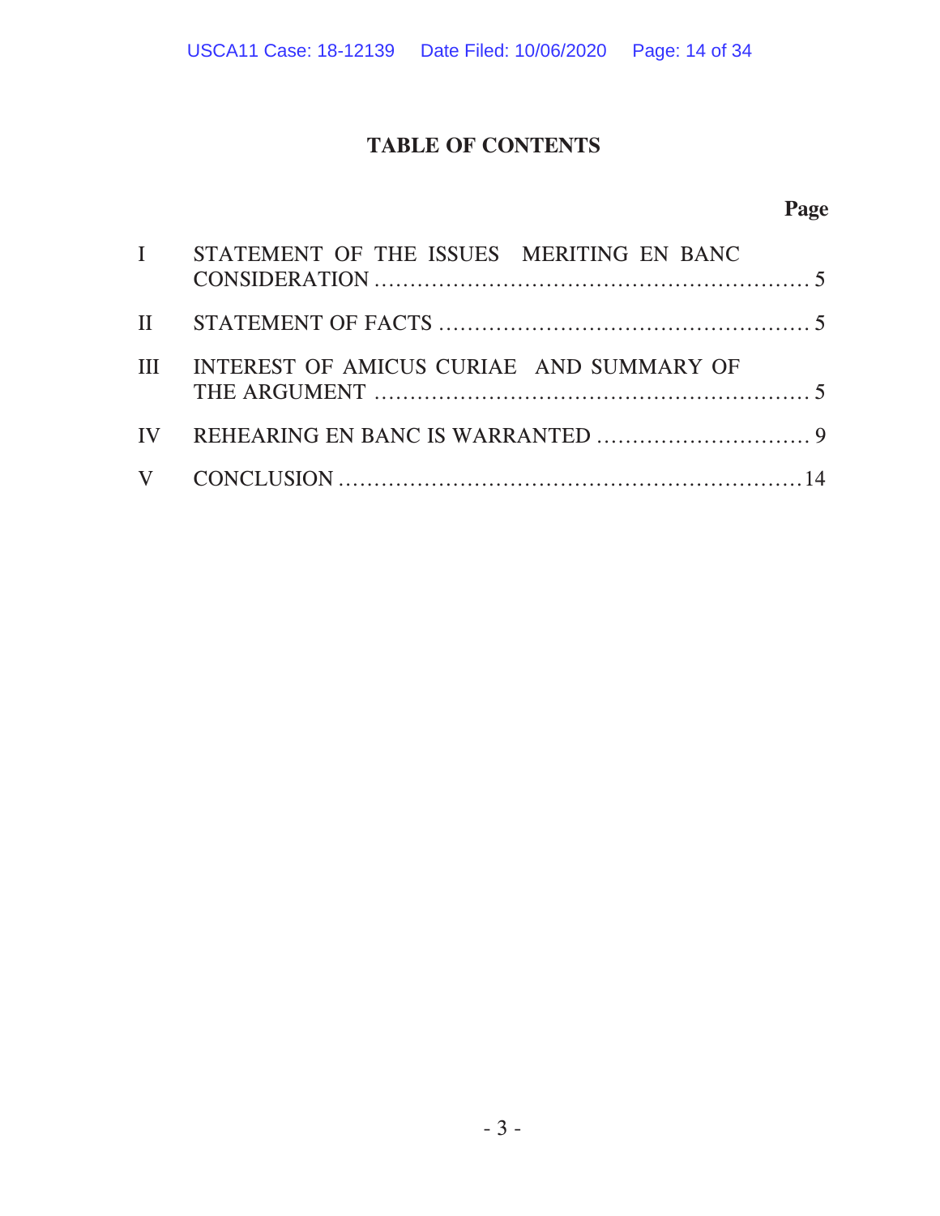## TABLE OF CONTENTS

| | | Page |
|---|---|---|
| I | STATEMENT OF THE ISSUES MERITING EN BANC CONSIDERATION | 5 |
| II | STATEMENT OF FACTS | 5 |
| III | INTEREST OF AMICUS CURIAE AND SUMMARY OF THE ARGUMENT | 5 |
| IV | REHEARING EN BANC IS WARRANTED | 9 |
| V | CONCLUSION | 14 |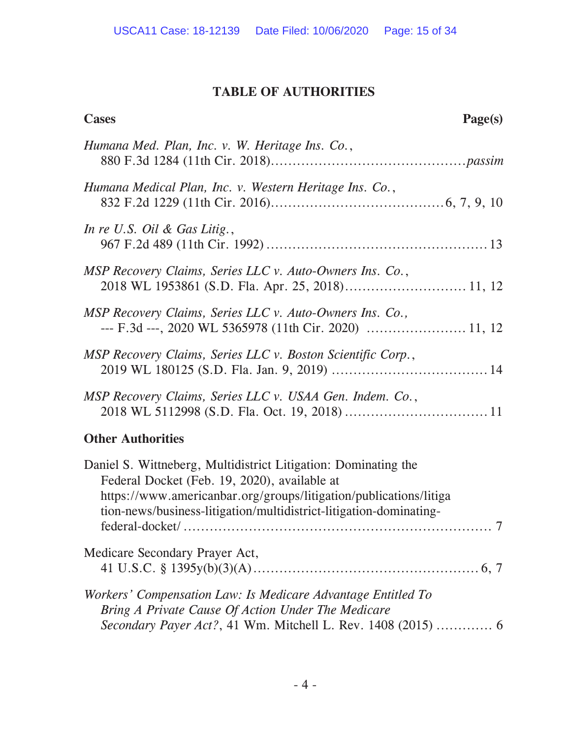## TABLE OF AUTHORITIES

**Cases** **Page(s)**

*Humana Med. Plan, Inc. v. W. Heritage Ins. Co.*,
880 F.3d 1284 (11th Cir. 2018)............................................*passim*

*Humana Medical Plan, Inc. v. Western Heritage Ins. Co.*,
832 F.2d 1229 (11th Cir. 2016)........................................6, 7, 9, 10

*In re U.S. Oil & Gas Litig.*,
967 F.2d 489 (11th Cir. 1992) ..................................................13

*MSP Recovery Claims, Series LLC v. Auto-Owners Ins. Co.*,
2018 WL 1953861 (S.D. Fla. Apr. 25, 2018)............................11, 12

*MSP Recovery Claims, Series LLC v. Auto-Owners Ins. Co.,*
--- F.3d ---, 2020 WL 5365978 (11th Cir. 2020) ......................11, 12

*MSP Recovery Claims, Series LLC v. Boston Scientific Corp.*,
2019 WL 180125 (S.D. Fla. Jan. 9, 2019) ....................................14

*MSP Recovery Claims, Series LLC v. USAA Gen. Indem. Co.*,
2018 WL 5112998 (S.D. Fla. Oct. 19, 2018) .................................11

**Other Authorities**

Daniel S. Wittneberg, Multidistrict Litigation: Dominating the Federal Docket (Feb. 19, 2020), available at https://www.americanbar.org/groups/litigation/publications/litigation-news/business-litigation/multidistrict-litigation-dominating-federal-docket/ ........................................................................ 7

Medicare Secondary Prayer Act,
41 U.S.C. § 1395y(b)(3)(A)...................................................6, 7

*Workers' Compensation Law: Is Medicare Advantage Entitled To Bring A Private Cause Of Action Under The Medicare Secondary Payer Act?*, 41 Wm. Mitchell L. Rev. 1408 (2015) ............ 6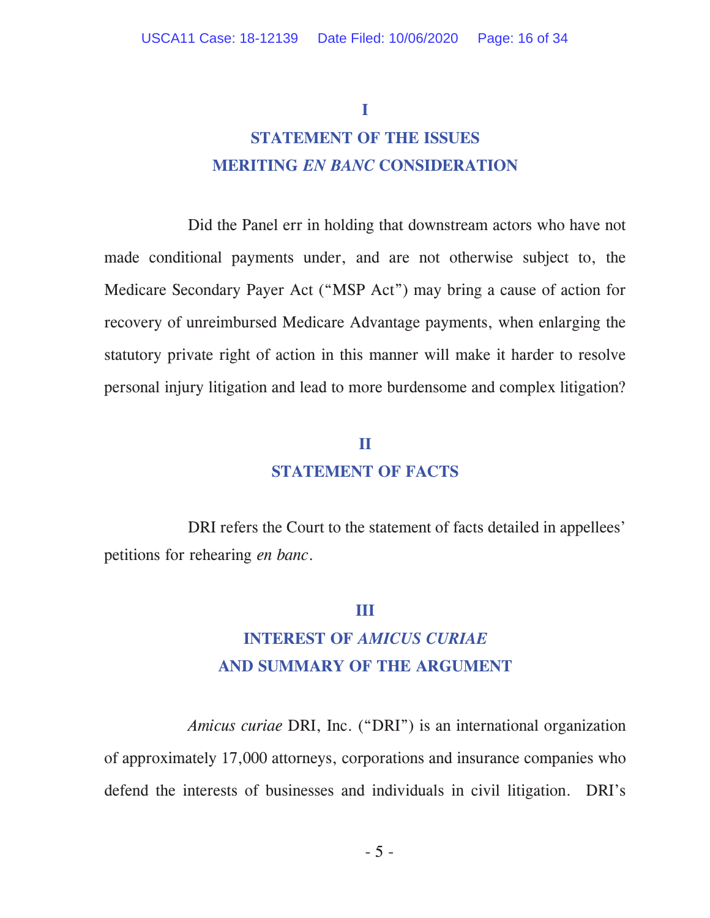## I

## STATEMENT OF THE ISSUES MERITING *EN BANC* CONSIDERATION

Did the Panel err in holding that downstream actors who have not made conditional payments under, and are not otherwise subject to, the Medicare Secondary Payer Act ("MSP Act") may bring a cause of action for recovery of unreimbursed Medicare Advantage payments, when enlarging the statutory private right of action in this manner will make it harder to resolve personal injury litigation and lead to more burdensome and complex litigation?

## II

## STATEMENT OF FACTS

DRI refers the Court to the statement of facts detailed in appellees' petitions for rehearing *en banc*.

## III

## INTEREST OF *AMICUS CURIAE* AND SUMMARY OF THE ARGUMENT

*Amicus curiae* DRI, Inc. ("DRI") is an international organization of approximately 17,000 attorneys, corporations and insurance companies who defend the interests of businesses and individuals in civil litigation. DRI's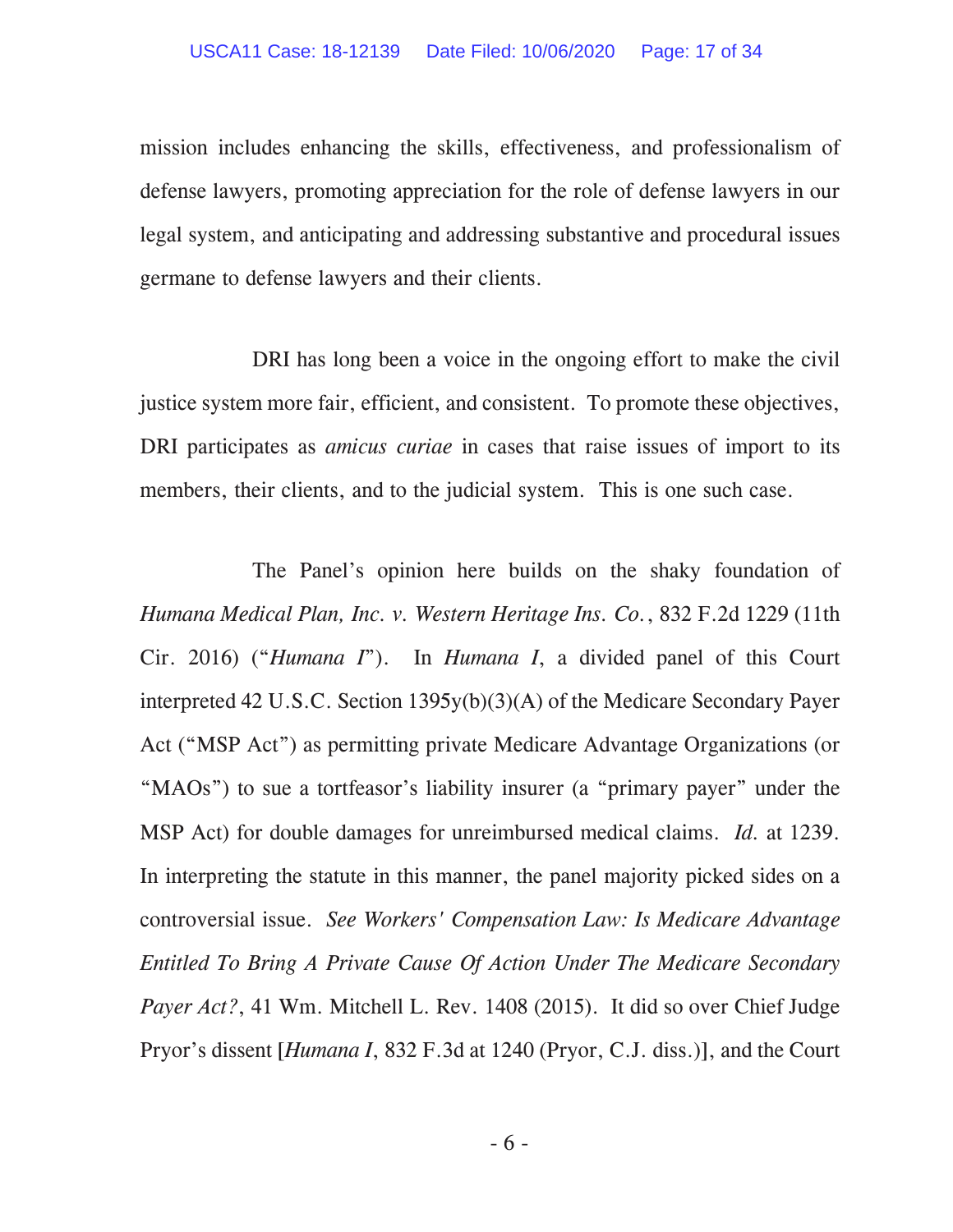mission includes enhancing the skills, effectiveness, and professionalism of defense lawyers, promoting appreciation for the role of defense lawyers in our legal system, and anticipating and addressing substantive and procedural issues germane to defense lawyers and their clients.

DRI has long been a voice in the ongoing effort to make the civil justice system more fair, efficient, and consistent. To promote these objectives, DRI participates as *amicus curiae* in cases that raise issues of import to its members, their clients, and to the judicial system. This is one such case.

The Panel's opinion here builds on the shaky foundation of *Humana Medical Plan, Inc. v. Western Heritage Ins. Co.*, 832 F.2d 1229 (11th Cir. 2016) ("*Humana I*"). In *Humana I*, a divided panel of this Court interpreted 42 U.S.C. Section 1395y(b)(3)(A) of the Medicare Secondary Payer Act ("MSP Act") as permitting private Medicare Advantage Organizations (or "MAOs") to sue a tortfeasor's liability insurer (a "primary payer" under the MSP Act) for double damages for unreimbursed medical claims. *Id.* at 1239. In interpreting the statute in this manner, the panel majority picked sides on a controversial issue. *See Workers' Compensation Law: Is Medicare Advantage Entitled To Bring A Private Cause Of Action Under The Medicare Secondary Payer Act?*, 41 Wm. Mitchell L. Rev. 1408 (2015). It did so over Chief Judge Pryor's dissent [*Humana I*, 832 F.3d at 1240 (Pryor, C.J. diss.)], and the Court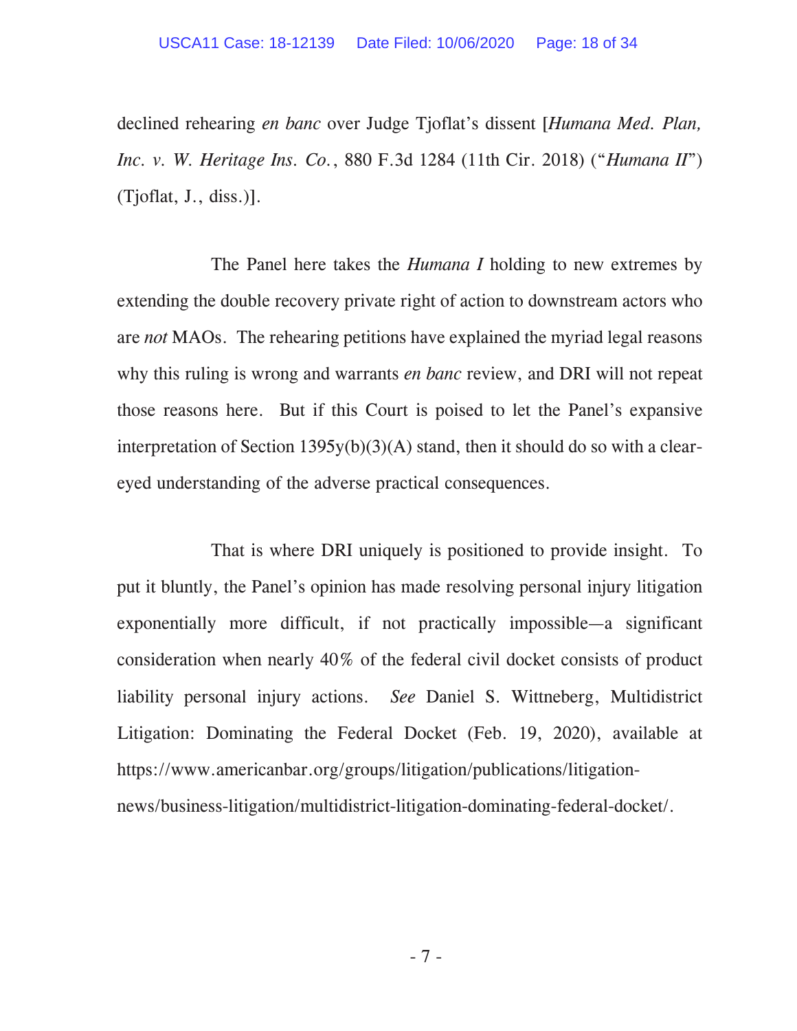declined rehearing *en banc* over Judge Tjoflat's dissent [*Humana Med. Plan, Inc. v. W. Heritage Ins. Co.*, 880 F.3d 1284 (11th Cir. 2018) ("*Humana II*") (Tjoflat, J., diss.)].

The Panel here takes the *Humana I* holding to new extremes by extending the double recovery private right of action to downstream actors who are *not* MAOs. The rehearing petitions have explained the myriad legal reasons why this ruling is wrong and warrants *en banc* review, and DRI will not repeat those reasons here. But if this Court is poised to let the Panel's expansive interpretation of Section 1395y(b)(3)(A) stand, then it should do so with a clear-eyed understanding of the adverse practical consequences.

That is where DRI uniquely is positioned to provide insight. To put it bluntly, the Panel's opinion has made resolving personal injury litigation exponentially more difficult, if not practically impossible—a significant consideration when nearly 40% of the federal civil docket consists of product liability personal injury actions. *See* Daniel S. Wittneberg, Multidistrict Litigation: Dominating the Federal Docket (Feb. 19, 2020), available at https://www.americanbar.org/groups/litigation/publications/litigation-news/business-litigation/multidistrict-litigation-dominating-federal-docket/.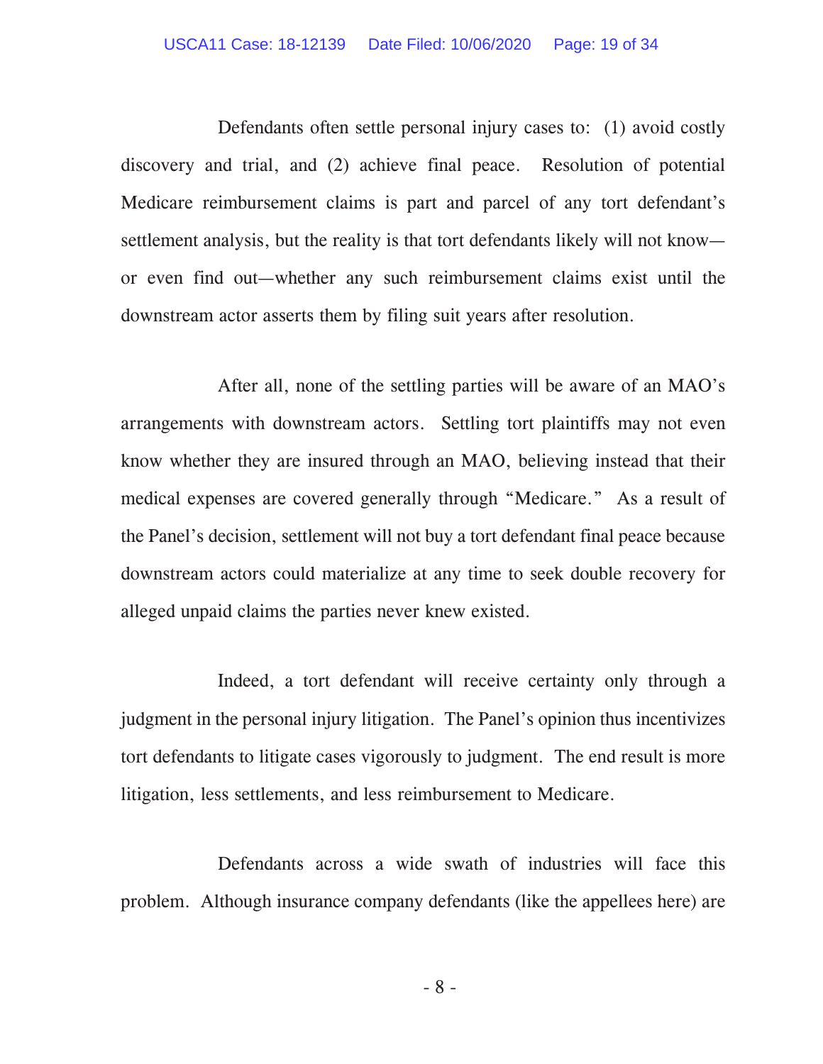Defendants often settle personal injury cases to: (1) avoid costly discovery and trial, and (2) achieve final peace. Resolution of potential Medicare reimbursement claims is part and parcel of any tort defendant's settlement analysis, but the reality is that tort defendants likely will not know—or even find out—whether any such reimbursement claims exist until the downstream actor asserts them by filing suit years after resolution.

After all, none of the settling parties will be aware of an MAO's arrangements with downstream actors. Settling tort plaintiffs may not even know whether they are insured through an MAO, believing instead that their medical expenses are covered generally through "Medicare." As a result of the Panel's decision, settlement will not buy a tort defendant final peace because downstream actors could materialize at any time to seek double recovery for alleged unpaid claims the parties never knew existed.

Indeed, a tort defendant will receive certainty only through a judgment in the personal injury litigation. The Panel's opinion thus incentivizes tort defendants to litigate cases vigorously to judgment. The end result is more litigation, less settlements, and less reimbursement to Medicare.

Defendants across a wide swath of industries will face this problem. Although insurance company defendants (like the appellees here) are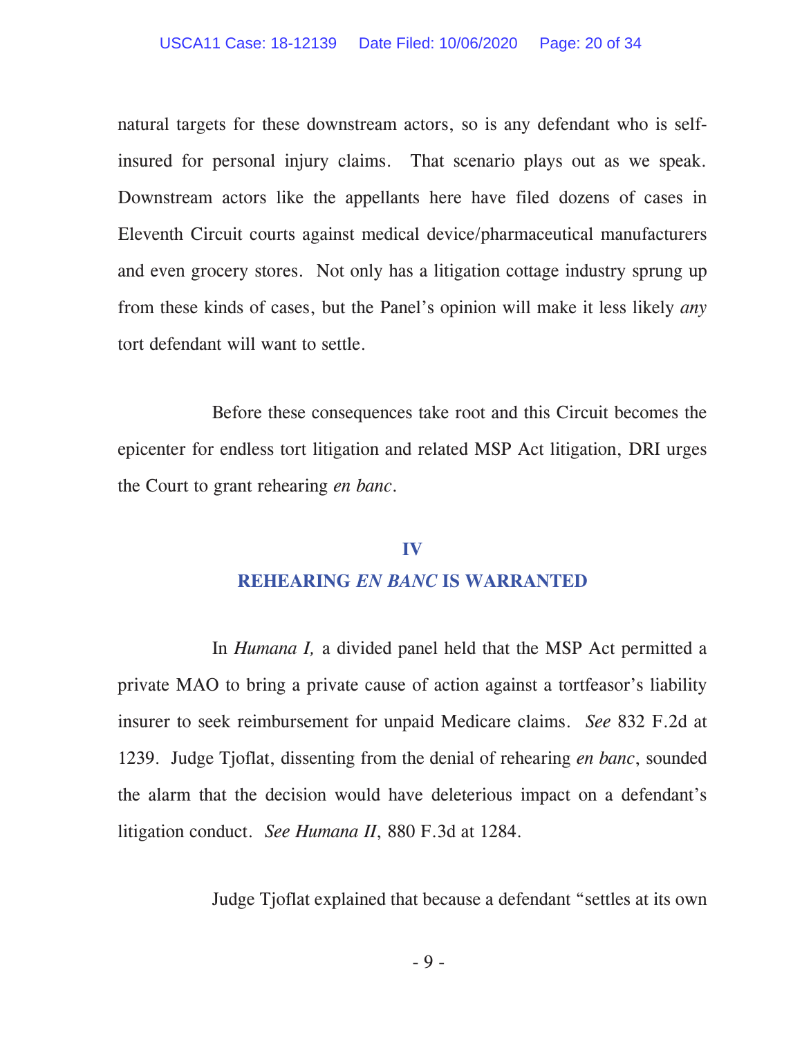natural targets for these downstream actors, so is any defendant who is self-insured for personal injury claims. That scenario plays out as we speak. Downstream actors like the appellants here have filed dozens of cases in Eleventh Circuit courts against medical device/pharmaceutical manufacturers and even grocery stores. Not only has a litigation cottage industry sprung up from these kinds of cases, but the Panel's opinion will make it less likely *any* tort defendant will want to settle.

Before these consequences take root and this Circuit becomes the epicenter for endless tort litigation and related MSP Act litigation, DRI urges the Court to grant rehearing *en banc*.

## IV
## REHEARING *EN BANC* IS WARRANTED

In *Humana I,* a divided panel held that the MSP Act permitted a private MAO to bring a private cause of action against a tortfeasor's liability insurer to seek reimbursement for unpaid Medicare claims. *See* 832 F.2d at 1239. Judge Tjoflat, dissenting from the denial of rehearing *en banc*, sounded the alarm that the decision would have deleterious impact on a defendant's litigation conduct. *See Humana II*, 880 F.3d at 1284.

Judge Tjoflat explained that because a defendant "settles at its own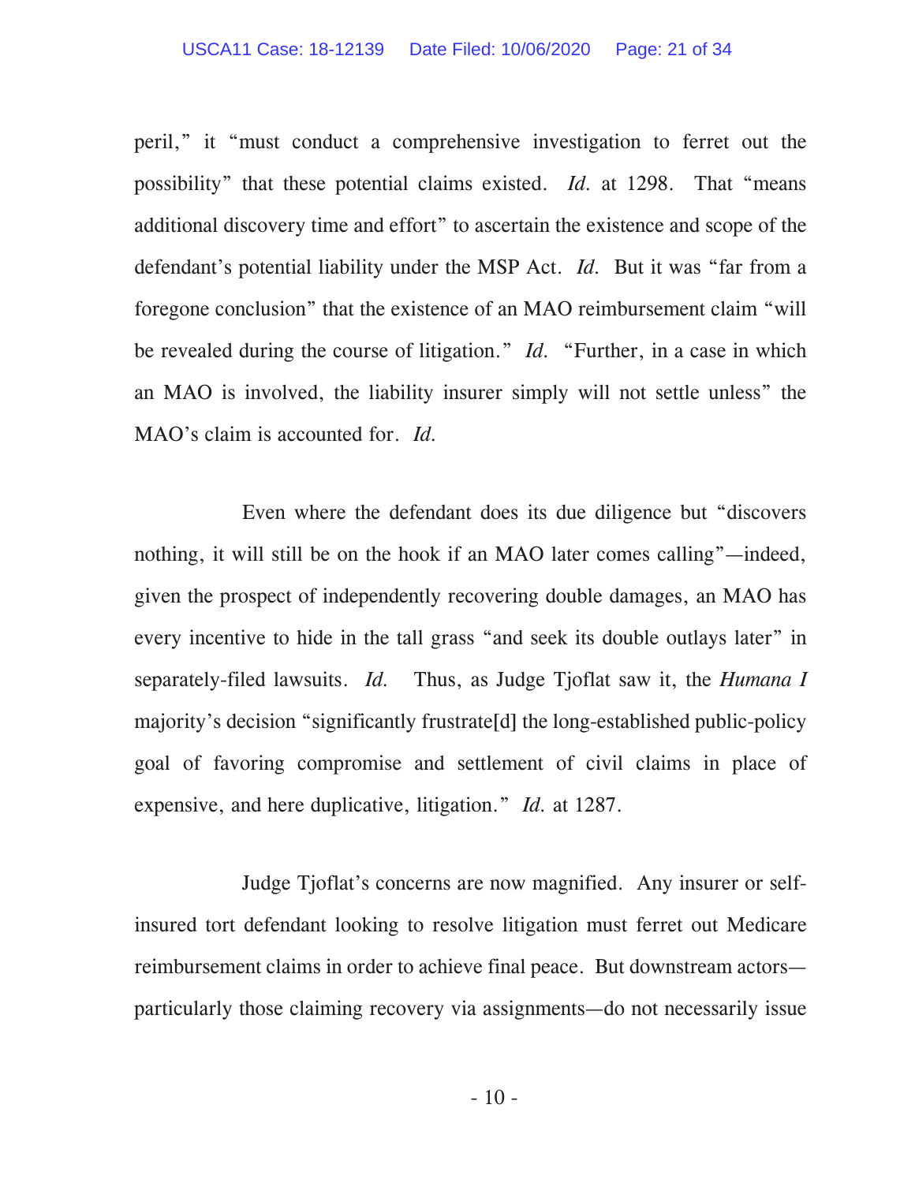peril," it "must conduct a comprehensive investigation to ferret out the possibility" that these potential claims existed. *Id.* at 1298. That "means additional discovery time and effort" to ascertain the existence and scope of the defendant's potential liability under the MSP Act. *Id.* But it was "far from a foregone conclusion" that the existence of an MAO reimbursement claim "will be revealed during the course of litigation." *Id.* "Further, in a case in which an MAO is involved, the liability insurer simply will not settle unless" the MAO's claim is accounted for. *Id.*

Even where the defendant does its due diligence but "discovers nothing, it will still be on the hook if an MAO later comes calling"—indeed, given the prospect of independently recovering double damages, an MAO has every incentive to hide in the tall grass "and seek its double outlays later" in separately-filed lawsuits. *Id.* Thus, as Judge Tjoflat saw it, the *Humana I* majority's decision "significantly frustrate[d] the long-established public-policy goal of favoring compromise and settlement of civil claims in place of expensive, and here duplicative, litigation." *Id.* at 1287.

Judge Tjoflat's concerns are now magnified. Any insurer or self-insured tort defendant looking to resolve litigation must ferret out Medicare reimbursement claims in order to achieve final peace. But downstream actors—particularly those claiming recovery via assignments—do not necessarily issue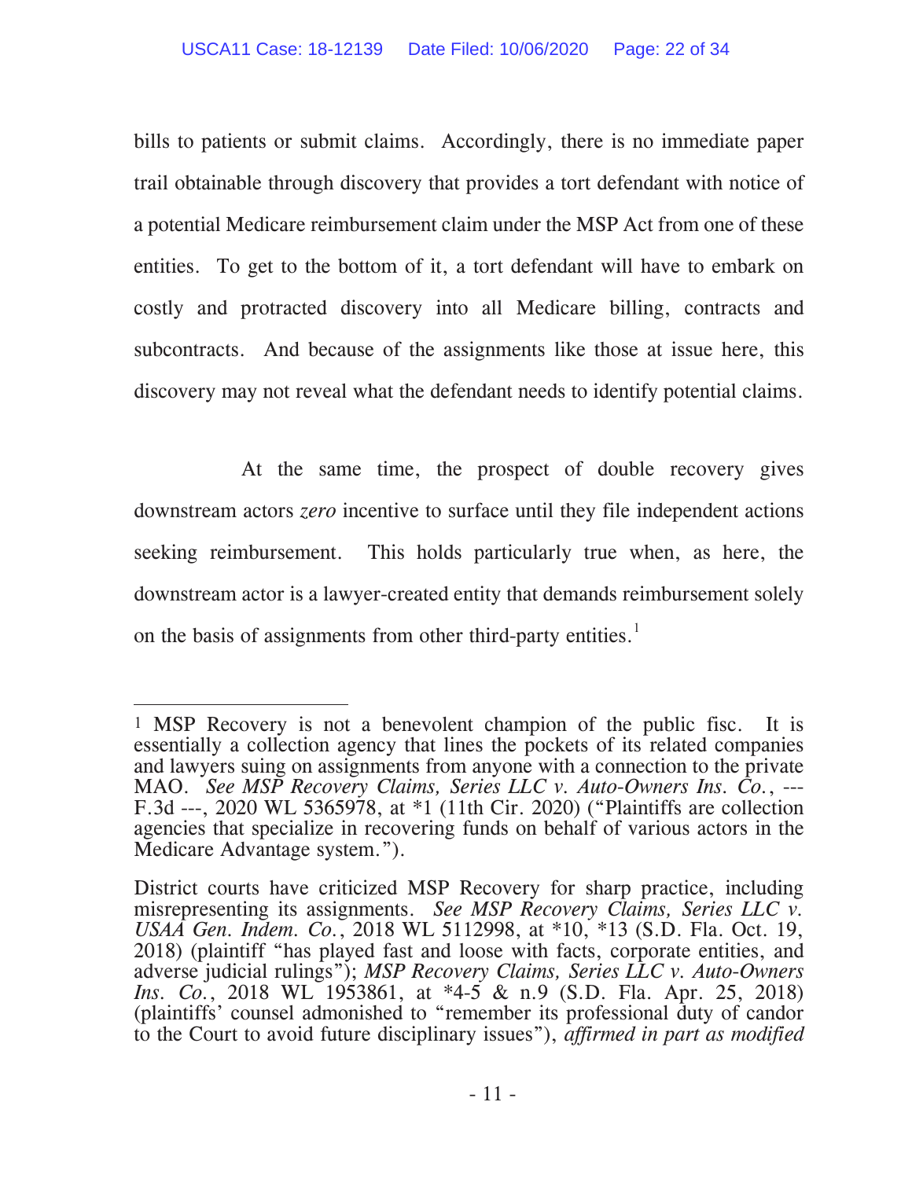bills to patients or submit claims. Accordingly, there is no immediate paper trail obtainable through discovery that provides a tort defendant with notice of a potential Medicare reimbursement claim under the MSP Act from one of these entities. To get to the bottom of it, a tort defendant will have to embark on costly and protracted discovery into all Medicare billing, contracts and subcontracts. And because of the assignments like those at issue here, this discovery may not reveal what the defendant needs to identify potential claims.

At the same time, the prospect of double recovery gives downstream actors *zero* incentive to surface until they file independent actions seeking reimbursement. This holds particularly true when, as here, the downstream actor is a lawyer-created entity that demands reimbursement solely on the basis of assignments from other third-party entities.[1]

---

[1] MSP Recovery is not a benevolent champion of the public fisc. It is essentially a collection agency that lines the pockets of its related companies and lawyers suing on assignments from anyone with a connection to the private MAO. *See MSP Recovery Claims, Series LLC v. Auto-Owners Ins. Co.*, --- F.3d ---, 2020 WL 5365978, at *1 (11th Cir. 2020) ("Plaintiffs are collection agencies that specialize in recovering funds on behalf of various actors in the Medicare Advantage system.").

District courts have criticized MSP Recovery for sharp practice, including misrepresenting its assignments. *See MSP Recovery Claims, Series LLC v. USAA Gen. Indem. Co.*, 2018 WL 5112998, at *10, *13 (S.D. Fla. Oct. 19, 2018) (plaintiff "has played fast and loose with facts, corporate entities, and adverse judicial rulings"); *MSP Recovery Claims, Series LLC v. Auto-Owners Ins. Co.*, 2018 WL 1953861, at *4-5 & n.9 (S.D. Fla. Apr. 25, 2018) (plaintiffs' counsel admonished to "remember its professional duty of candor to the Court to avoid future disciplinary issues"), *affirmed in part as modified*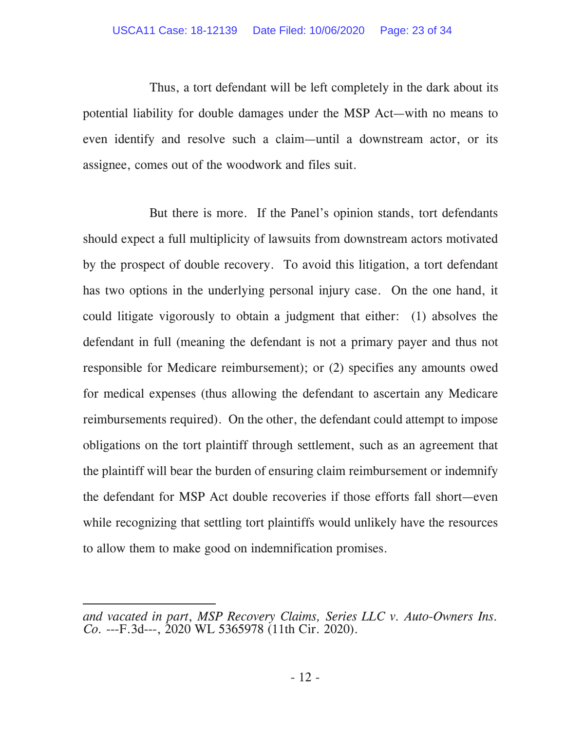Thus, a tort defendant will be left completely in the dark about its potential liability for double damages under the MSP Act—with no means to even identify and resolve such a claim—until a downstream actor, or its assignee, comes out of the woodwork and files suit.

But there is more. If the Panel's opinion stands, tort defendants should expect a full multiplicity of lawsuits from downstream actors motivated by the prospect of double recovery. To avoid this litigation, a tort defendant has two options in the underlying personal injury case. On the one hand, it could litigate vigorously to obtain a judgment that either: (1) absolves the defendant in full (meaning the defendant is not a primary payer and thus not responsible for Medicare reimbursement); or (2) specifies any amounts owed for medical expenses (thus allowing the defendant to ascertain any Medicare reimbursements required). On the other, the defendant could attempt to impose obligations on the tort plaintiff through settlement, such as an agreement that the plaintiff will bear the burden of ensuring claim reimbursement or indemnify the defendant for MSP Act double recoveries if those efforts fall short—even while recognizing that settling tort plaintiffs would unlikely have the resources to allow them to make good on indemnification promises.

---

*and vacated in part*, *MSP Recovery Claims, Series LLC v. Auto-Owners Ins. Co.* ---F.3d---, 2020 WL 5365978 (11th Cir. 2020).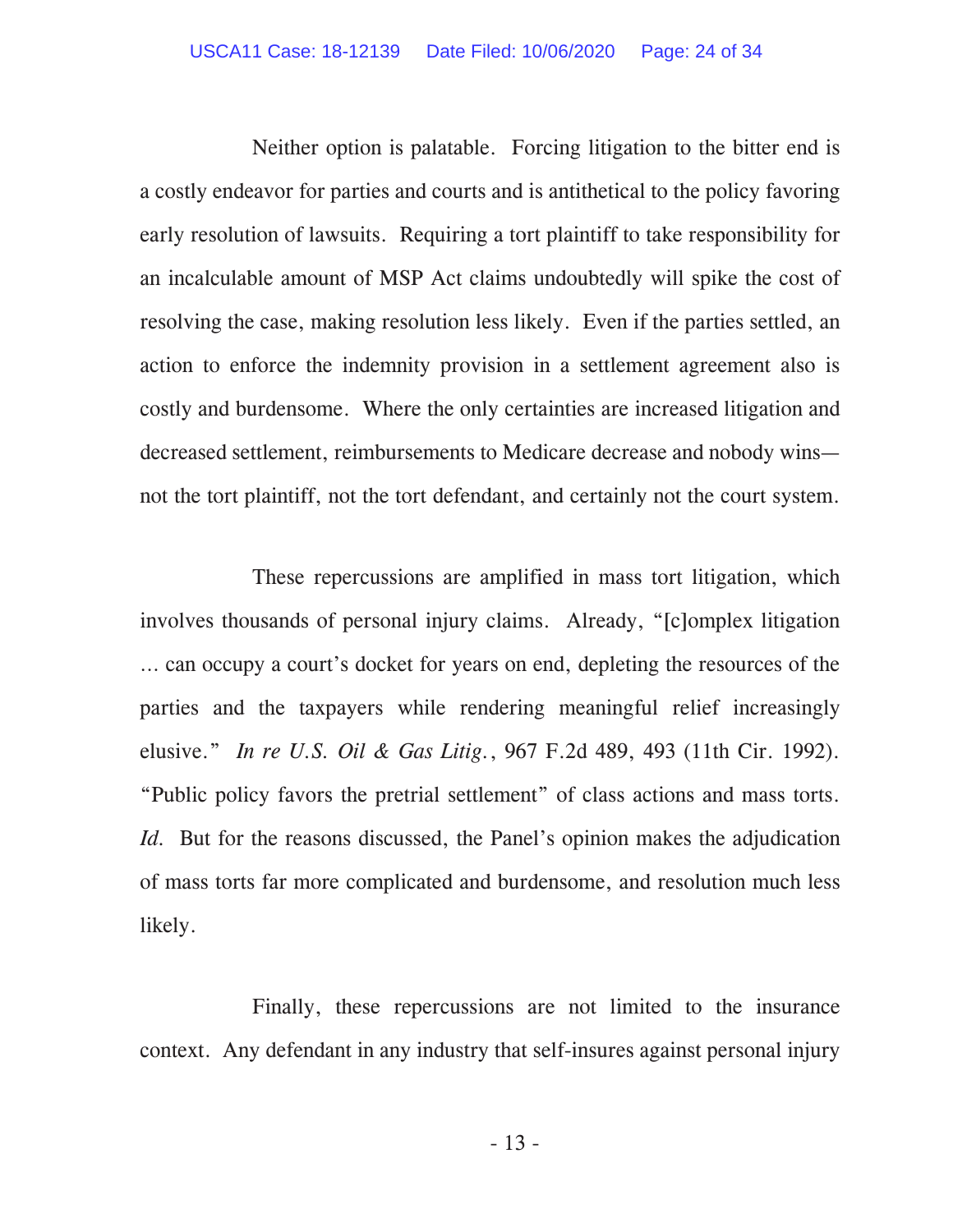Neither option is palatable. Forcing litigation to the bitter end is a costly endeavor for parties and courts and is antithetical to the policy favoring early resolution of lawsuits. Requiring a tort plaintiff to take responsibility for an incalculable amount of MSP Act claims undoubtedly will spike the cost of resolving the case, making resolution less likely. Even if the parties settled, an action to enforce the indemnity provision in a settlement agreement also is costly and burdensome. Where the only certainties are increased litigation and decreased settlement, reimbursements to Medicare decrease and nobody wins—not the tort plaintiff, not the tort defendant, and certainly not the court system.

These repercussions are amplified in mass tort litigation, which involves thousands of personal injury claims. Already, "[c]omplex litigation … can occupy a court's docket for years on end, depleting the resources of the parties and the taxpayers while rendering meaningful relief increasingly elusive." *In re U.S. Oil & Gas Litig.*, 967 F.2d 489, 493 (11th Cir. 1992). "Public policy favors the pretrial settlement" of class actions and mass torts. *Id.* But for the reasons discussed, the Panel's opinion makes the adjudication of mass torts far more complicated and burdensome, and resolution much less likely.

Finally, these repercussions are not limited to the insurance context. Any defendant in any industry that self-insures against personal injury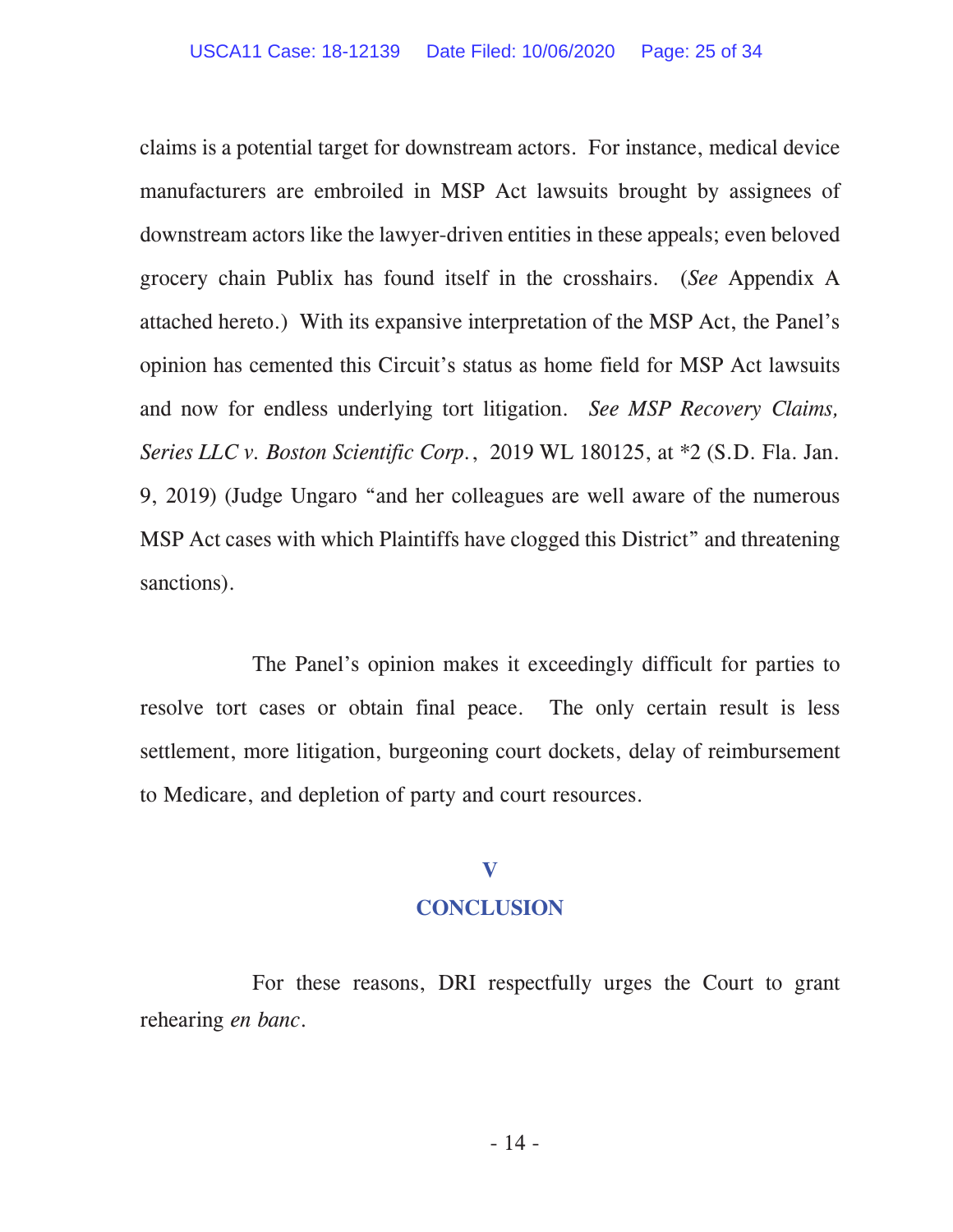claims is a potential target for downstream actors. For instance, medical device manufacturers are embroiled in MSP Act lawsuits brought by assignees of downstream actors like the lawyer-driven entities in these appeals; even beloved grocery chain Publix has found itself in the crosshairs. (*See* Appendix A attached hereto.) With its expansive interpretation of the MSP Act, the Panel's opinion has cemented this Circuit's status as home field for MSP Act lawsuits and now for endless underlying tort litigation. *See MSP Recovery Claims, Series LLC v. Boston Scientific Corp.*, 2019 WL 180125, at *2 (S.D. Fla. Jan. 9, 2019) (Judge Ungaro "and her colleagues are well aware of the numerous MSP Act cases with which Plaintiffs have clogged this District" and threatening sanctions).

The Panel's opinion makes it exceedingly difficult for parties to resolve tort cases or obtain final peace. The only certain result is less settlement, more litigation, burgeoning court dockets, delay of reimbursement to Medicare, and depletion of party and court resources.

## V
## CONCLUSION

For these reasons, DRI respectfully urges the Court to grant rehearing *en banc*.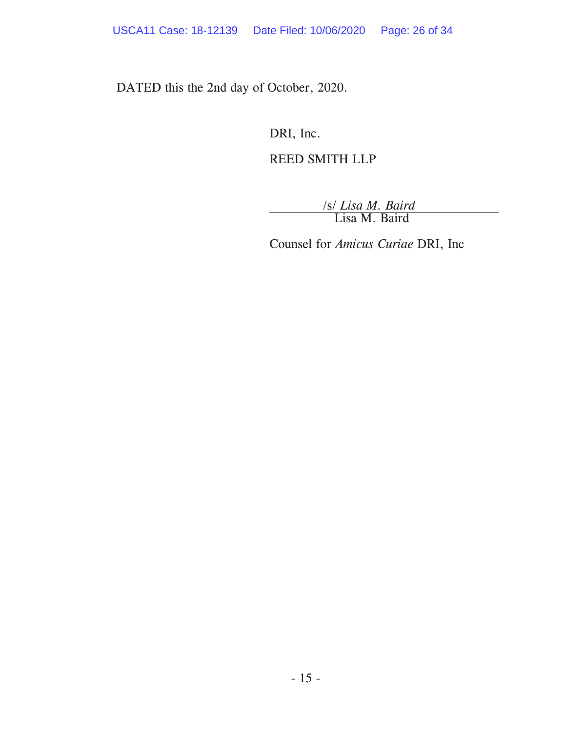DATED this the 2nd day of October, 2020.

DRI, Inc.

REED SMITH LLP

/s/ *Lisa M. Baird*
Lisa M. Baird

Counsel for *Amicus Curiae* DRI, Inc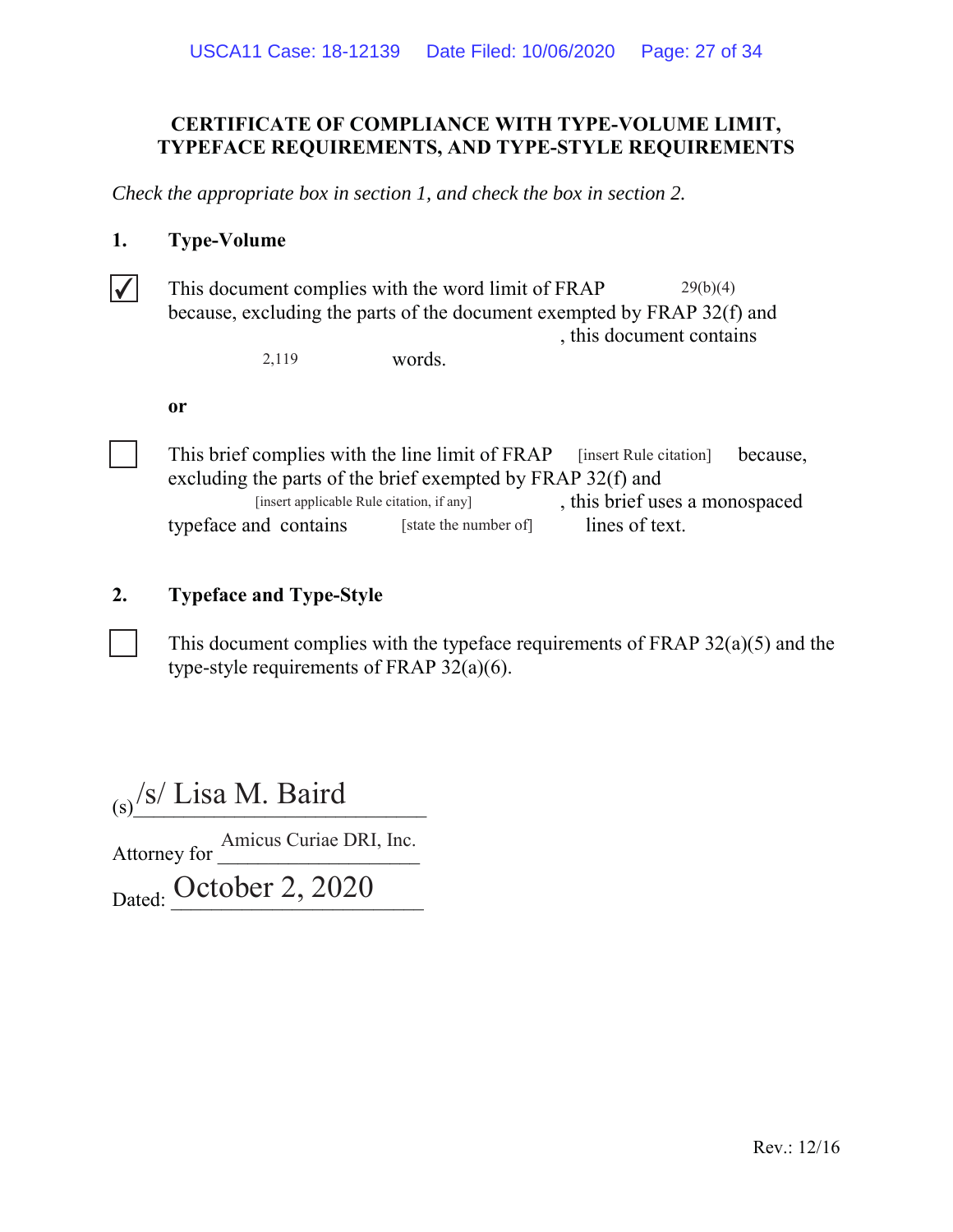**CERTIFICATE OF COMPLIANCE WITH TYPE-VOLUME LIMIT, TYPEFACE REQUIREMENTS, AND TYPE-STYLE REQUIREMENTS**

*Check the appropriate box in section 1, and check the box in section 2.*

**1. Type-Volume**

☑ This document complies with the word limit of FRAP 29(b)(4) because, excluding the parts of the document exempted by FRAP 32(f) and , this document contains 2,119 words.

**or**

☐ This brief complies with the line limit of FRAP [insert Rule citation] because, excluding the parts of the brief exempted by FRAP 32(f) and [insert applicable Rule citation, if any], this brief uses a monospaced typeface and contains [state the number of] lines of text.

**2. Typeface and Type-Style**

☐ This document complies with the typeface requirements of FRAP 32(a)(5) and the type-style requirements of FRAP 32(a)(6).

(s) /s/ Lisa M. Baird

Attorney for Amicus Curiae DRI, Inc.

Dated: October 2, 2020

Rev.: 12/16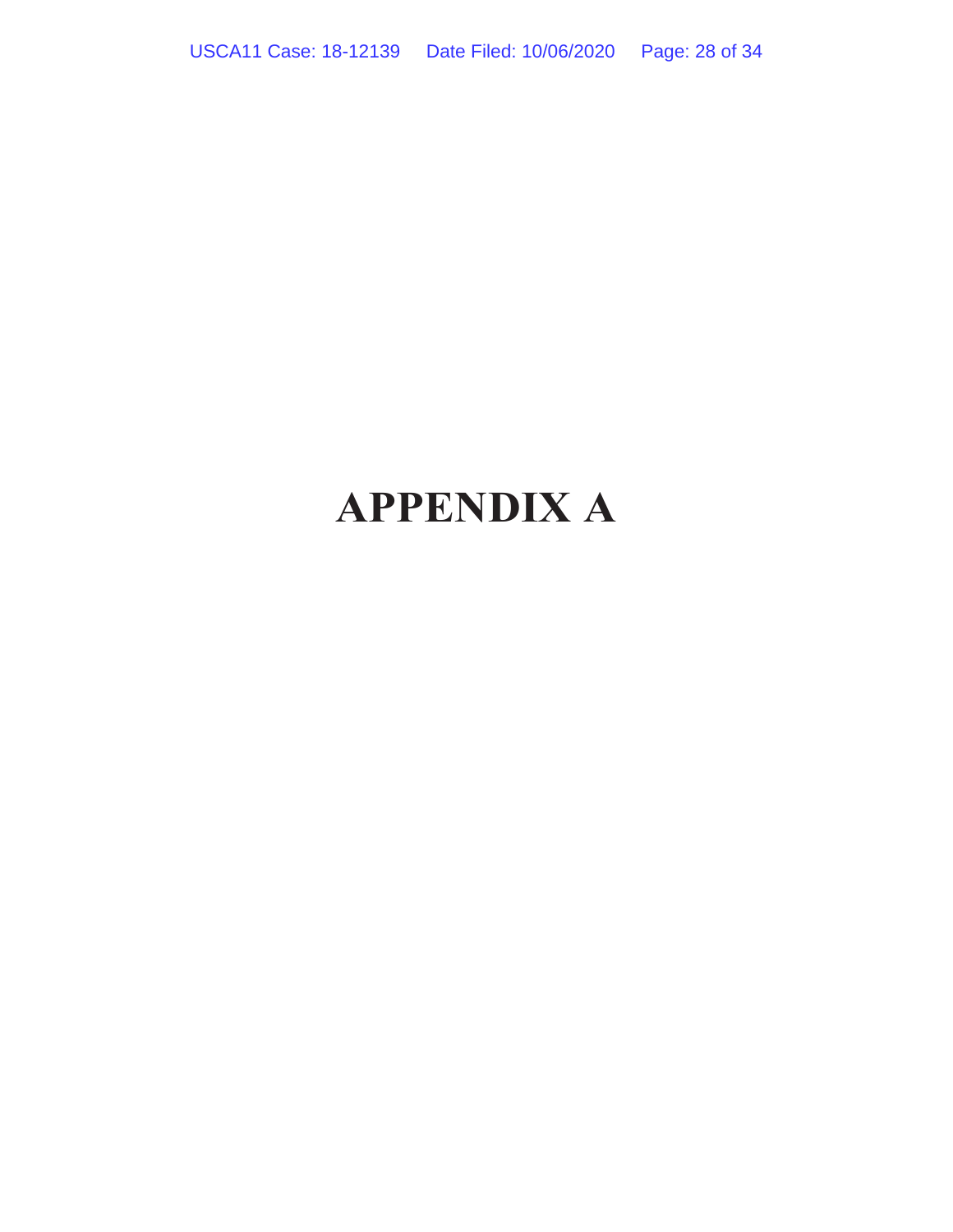# APPENDIX A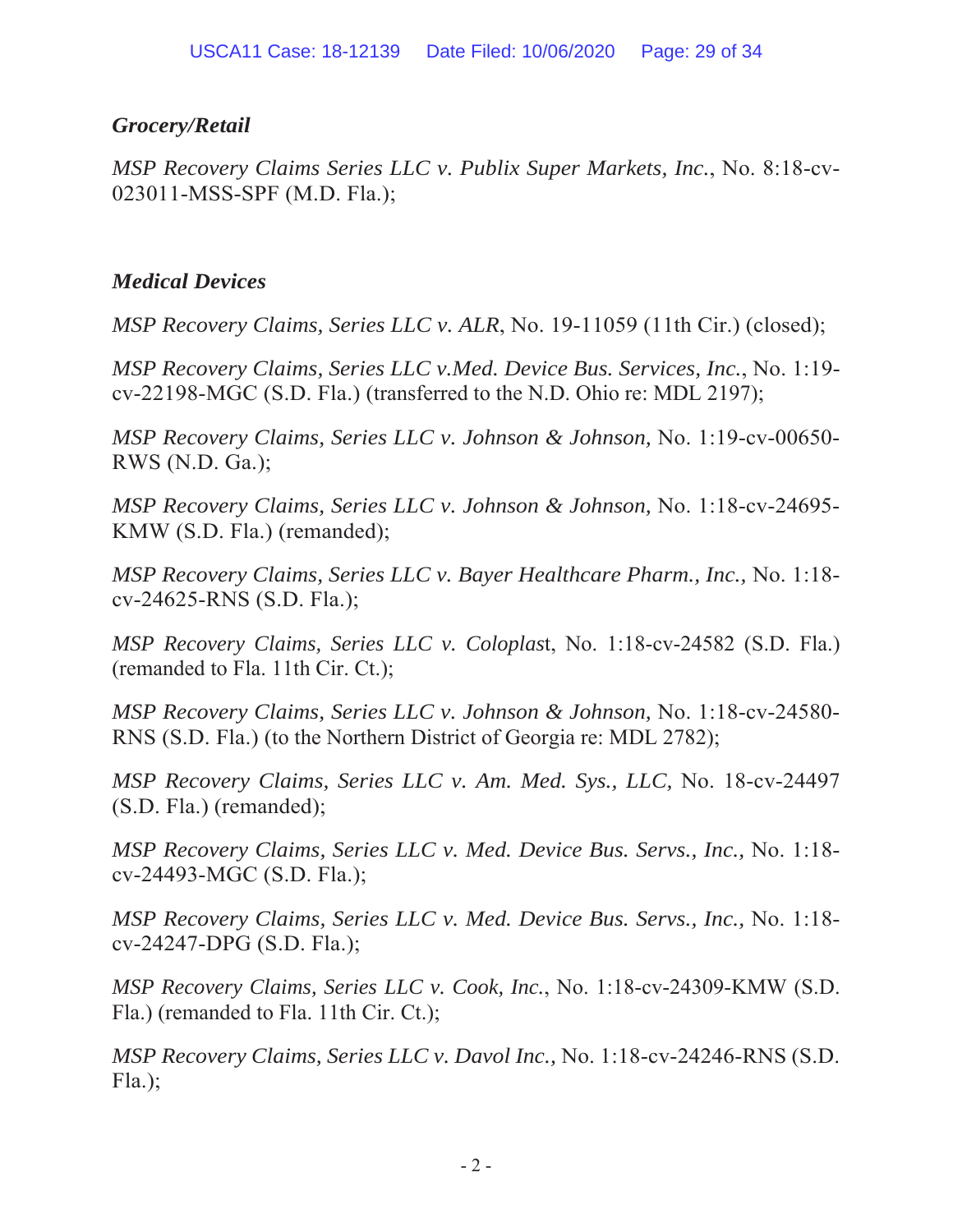***Grocery/Retail***

*MSP Recovery Claims Series LLC v. Publix Super Markets, Inc.*, No. 8:18-cv-023011-MSS-SPF (M.D. Fla.);

***Medical Devices***

*MSP Recovery Claims, Series LLC v. ALR*, No. 19-11059 (11th Cir.) (closed);

*MSP Recovery Claims, Series LLC v.Med. Device Bus. Services, Inc.*, No. 1:19-cv-22198-MGC (S.D. Fla.) (transferred to the N.D. Ohio re: MDL 2197);

*MSP Recovery Claims, Series LLC v. Johnson & Johnson,* No. 1:19-cv-00650-RWS (N.D. Ga.);

*MSP Recovery Claims, Series LLC v. Johnson & Johnson,* No. 1:18-cv-24695-KMW (S.D. Fla.) (remanded);

*MSP Recovery Claims, Series LLC v. Bayer Healthcare Pharm., Inc.,* No. 1:18-cv-24625-RNS (S.D. Fla.);

*MSP Recovery Claims, Series LLC v. Coloplas*t, No. 1:18-cv-24582 (S.D. Fla.) (remanded to Fla. 11th Cir. Ct.);

*MSP Recovery Claims, Series LLC v. Johnson & Johnson,* No. 1:18-cv-24580-RNS (S.D. Fla.) (to the Northern District of Georgia re: MDL 2782);

*MSP Recovery Claims, Series LLC v. Am. Med. Sys., LLC,* No. 18-cv-24497 (S.D. Fla.) (remanded);

*MSP Recovery Claims, Series LLC v. Med. Device Bus. Servs., Inc.,* No. 1:18-cv-24493-MGC (S.D. Fla.);

*MSP Recovery Claims, Series LLC v. Med. Device Bus. Servs., Inc.,* No. 1:18-cv-24247-DPG (S.D. Fla.);

*MSP Recovery Claims, Series LLC v. Cook, Inc.*, No. 1:18-cv-24309-KMW (S.D. Fla.) (remanded to Fla. 11th Cir. Ct.);

*MSP Recovery Claims, Series LLC v. Davol Inc.,* No. 1:18-cv-24246-RNS (S.D. Fla.);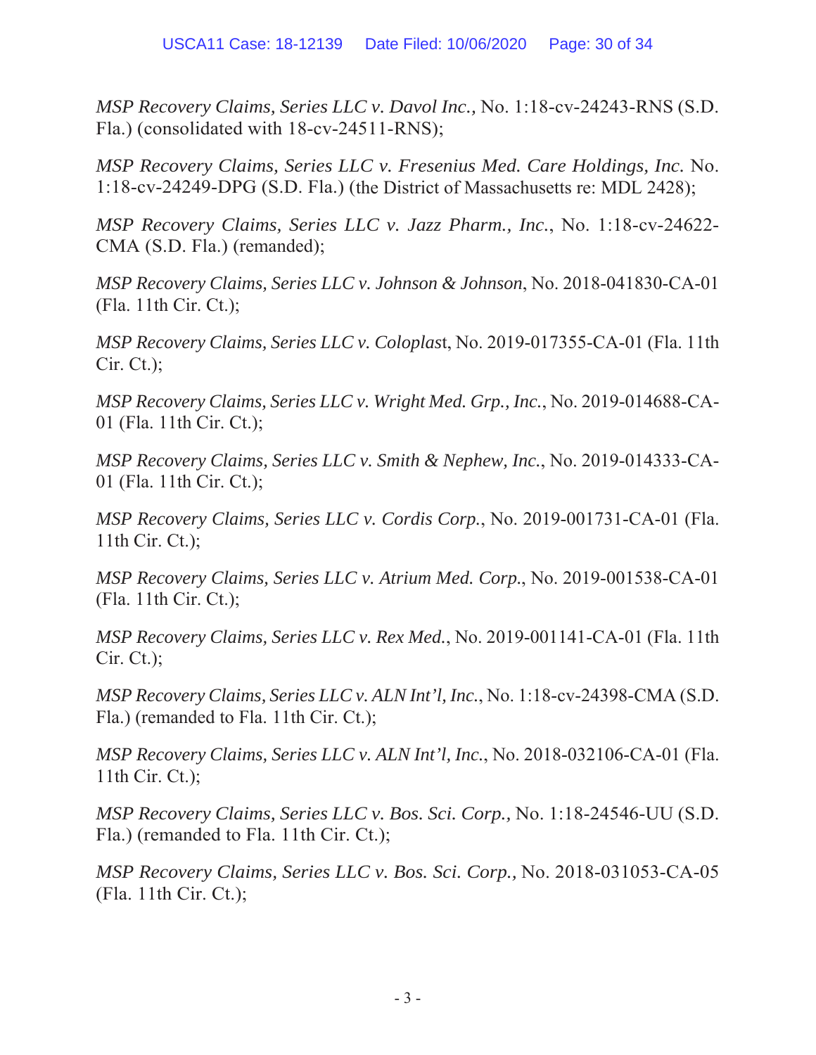*MSP Recovery Claims, Series LLC v. Davol Inc.,* No. 1:18-cv-24243-RNS (S.D. Fla.) (consolidated with 18-cv-24511-RNS);

*MSP Recovery Claims, Series LLC v. Fresenius Med. Care Holdings, Inc.* No. 1:18-cv-24249-DPG (S.D. Fla.) (the District of Massachusetts re: MDL 2428);

*MSP Recovery Claims, Series LLC v. Jazz Pharm., Inc.*, No. 1:18-cv-24622-CMA (S.D. Fla.) (remanded);

*MSP Recovery Claims, Series LLC v. Johnson & Johnson*, No. 2018-041830-CA-01 (Fla. 11th Cir. Ct.);

*MSP Recovery Claims, Series LLC v. Coloplast*, No. 2019-017355-CA-01 (Fla. 11th Cir. Ct.);

*MSP Recovery Claims, Series LLC v. Wright Med. Grp., Inc.*, No. 2019-014688-CA-01 (Fla. 11th Cir. Ct.);

*MSP Recovery Claims, Series LLC v. Smith & Nephew, Inc.*, No. 2019-014333-CA-01 (Fla. 11th Cir. Ct.);

*MSP Recovery Claims, Series LLC v. Cordis Corp.*, No. 2019-001731-CA-01 (Fla. 11th Cir. Ct.);

*MSP Recovery Claims, Series LLC v. Atrium Med. Corp.*, No. 2019-001538-CA-01 (Fla. 11th Cir. Ct.);

*MSP Recovery Claims, Series LLC v. Rex Med.*, No. 2019-001141-CA-01 (Fla. 11th Cir. Ct.);

*MSP Recovery Claims, Series LLC v. ALN Int'l, Inc.*, No. 1:18-cv-24398-CMA (S.D. Fla.) (remanded to Fla. 11th Cir. Ct.);

*MSP Recovery Claims, Series LLC v. ALN Int'l, Inc.*, No. 2018-032106-CA-01 (Fla. 11th Cir. Ct.);

*MSP Recovery Claims, Series LLC v. Bos. Sci. Corp.,* No. 1:18-24546-UU (S.D. Fla.) (remanded to Fla. 11th Cir. Ct.);

*MSP Recovery Claims, Series LLC v. Bos. Sci. Corp.,* No. 2018-031053-CA-05 (Fla. 11th Cir. Ct.);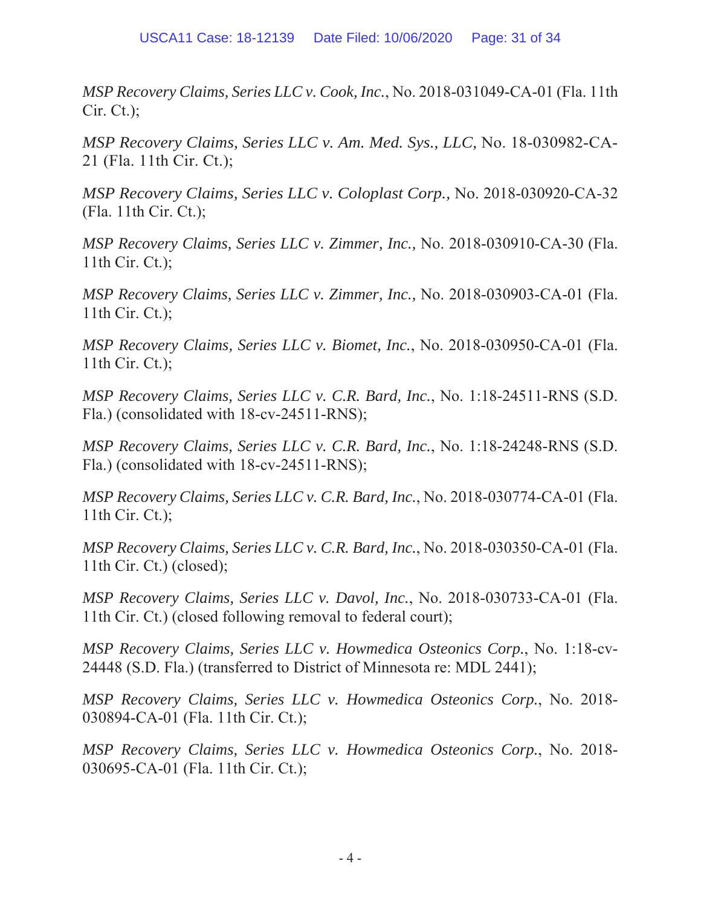*MSP Recovery Claims, Series LLC v. Cook, Inc.*, No. 2018-031049-CA-01 (Fla. 11th Cir. Ct.);

*MSP Recovery Claims, Series LLC v. Am. Med. Sys., LLC,* No. 18-030982-CA-21 (Fla. 11th Cir. Ct.);

*MSP Recovery Claims, Series LLC v. Coloplast Corp.,* No. 2018-030920-CA-32 (Fla. 11th Cir. Ct.);

*MSP Recovery Claims, Series LLC v. Zimmer, Inc.,* No. 2018-030910-CA-30 (Fla. 11th Cir. Ct.);

*MSP Recovery Claims, Series LLC v. Zimmer, Inc.,* No. 2018-030903-CA-01 (Fla. 11th Cir. Ct.);

*MSP Recovery Claims, Series LLC v. Biomet, Inc.*, No. 2018-030950-CA-01 (Fla. 11th Cir. Ct.);

*MSP Recovery Claims, Series LLC v. C.R. Bard, Inc.*, No. 1:18-24511-RNS (S.D. Fla.) (consolidated with 18-cv-24511-RNS);

*MSP Recovery Claims, Series LLC v. C.R. Bard, Inc.*, No. 1:18-24248-RNS (S.D. Fla.) (consolidated with 18-cv-24511-RNS);

*MSP Recovery Claims, Series LLC v. C.R. Bard, Inc.*, No. 2018-030774-CA-01 (Fla. 11th Cir. Ct.);

*MSP Recovery Claims, Series LLC v. C.R. Bard, Inc.*, No. 2018-030350-CA-01 (Fla. 11th Cir. Ct.) (closed);

*MSP Recovery Claims, Series LLC v. Davol, Inc.*, No. 2018-030733-CA-01 (Fla. 11th Cir. Ct.) (closed following removal to federal court);

*MSP Recovery Claims, Series LLC v. Howmedica Osteonics Corp.*, No. 1:18-cv-24448 (S.D. Fla.) (transferred to District of Minnesota re: MDL 2441);

*MSP Recovery Claims, Series LLC v. Howmedica Osteonics Corp.*, No. 2018-030894-CA-01 (Fla. 11th Cir. Ct.);

*MSP Recovery Claims, Series LLC v. Howmedica Osteonics Corp.*, No. 2018-030695-CA-01 (Fla. 11th Cir. Ct.);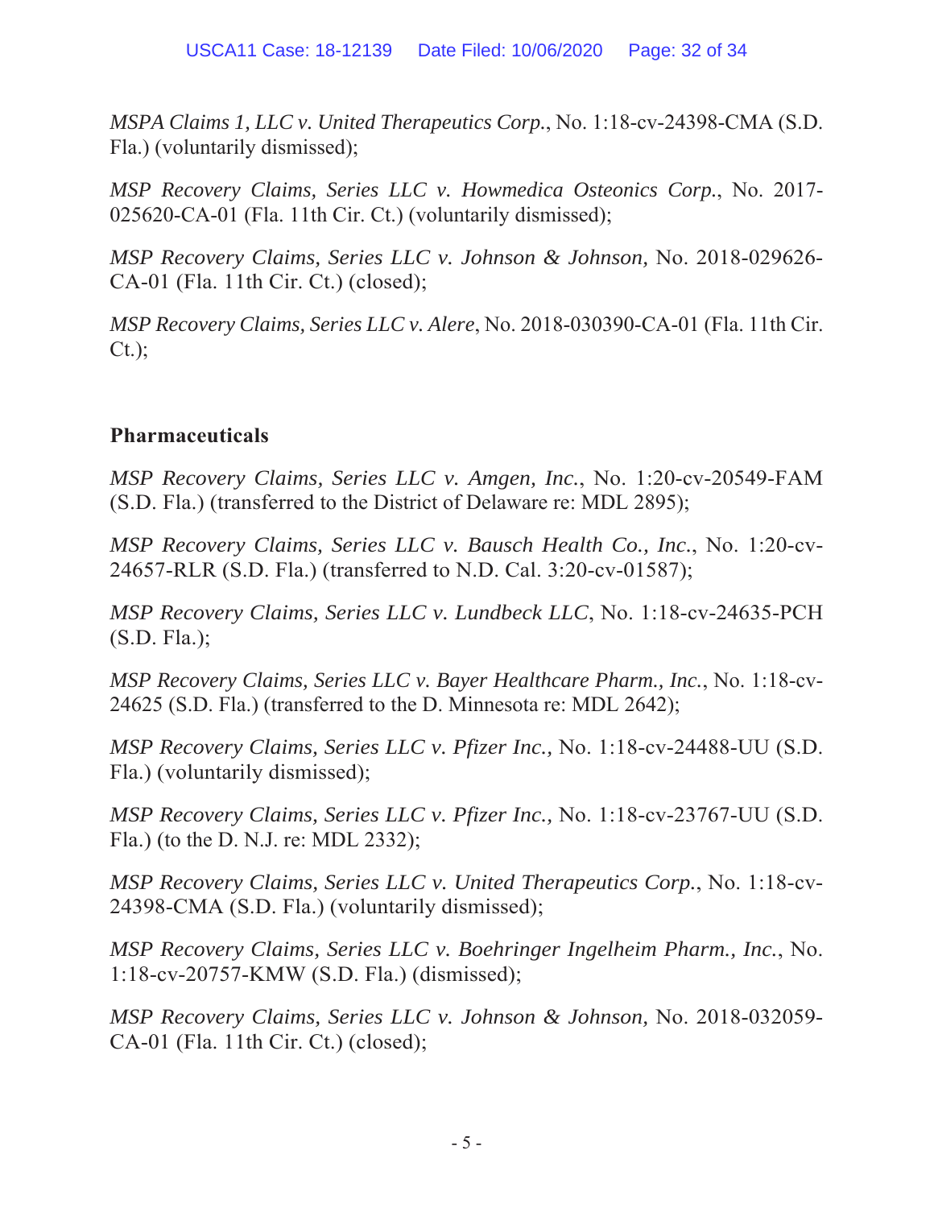*MSPA Claims 1, LLC v. United Therapeutics Corp.*, No. 1:18-cv-24398-CMA (S.D. Fla.) (voluntarily dismissed);

*MSP Recovery Claims, Series LLC v. Howmedica Osteonics Corp.*, No. 2017-025620-CA-01 (Fla. 11th Cir. Ct.) (voluntarily dismissed);

*MSP Recovery Claims, Series LLC v. Johnson & Johnson,* No. 2018-029626-CA-01 (Fla. 11th Cir. Ct.) (closed);

*MSP Recovery Claims, Series LLC v. Alere*, No. 2018-030390-CA-01 (Fla. 11th Cir. Ct.);

**Pharmaceuticals**

*MSP Recovery Claims, Series LLC v. Amgen, Inc.*, No. 1:20-cv-20549-FAM (S.D. Fla.) (transferred to the District of Delaware re: MDL 2895);

*MSP Recovery Claims, Series LLC v. Bausch Health Co., Inc.*, No. 1:20-cv-24657-RLR (S.D. Fla.) (transferred to N.D. Cal. 3:20-cv-01587);

*MSP Recovery Claims, Series LLC v. Lundbeck LLC*, No. 1:18-cv-24635-PCH (S.D. Fla.);

*MSP Recovery Claims, Series LLC v. Bayer Healthcare Pharm., Inc.*, No. 1:18-cv-24625 (S.D. Fla.) (transferred to the D. Minnesota re: MDL 2642);

*MSP Recovery Claims, Series LLC v. Pfizer Inc.,* No. 1:18-cv-24488-UU (S.D. Fla.) (voluntarily dismissed);

*MSP Recovery Claims, Series LLC v. Pfizer Inc.,* No. 1:18-cv-23767-UU (S.D. Fla.) (to the D. N.J. re: MDL 2332);

*MSP Recovery Claims, Series LLC v. United Therapeutics Corp.*, No. 1:18-cv-24398-CMA (S.D. Fla.) (voluntarily dismissed);

*MSP Recovery Claims, Series LLC v. Boehringer Ingelheim Pharm., Inc.*, No. 1:18-cv-20757-KMW (S.D. Fla.) (dismissed);

*MSP Recovery Claims, Series LLC v. Johnson & Johnson,* No. 2018-032059-CA-01 (Fla. 11th Cir. Ct.) (closed);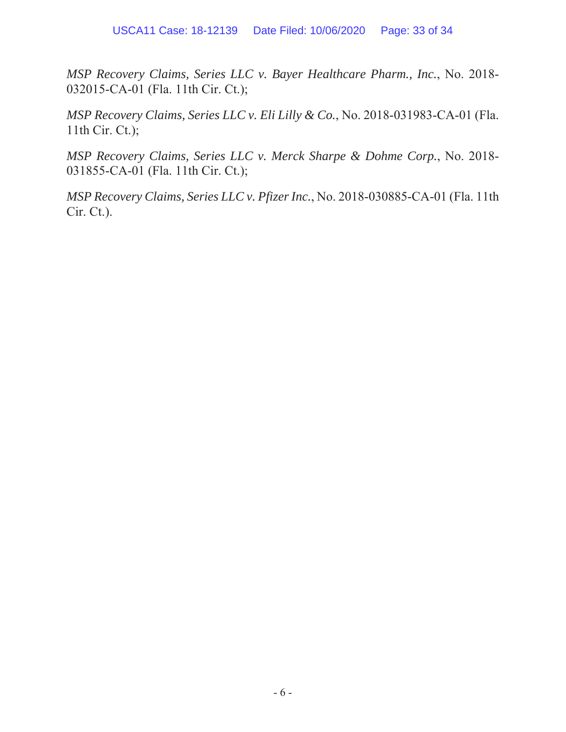*MSP Recovery Claims, Series LLC v. Bayer Healthcare Pharm., Inc.*, No. 2018-032015-CA-01 (Fla. 11th Cir. Ct.);

*MSP Recovery Claims, Series LLC v. Eli Lilly & Co.*, No. 2018-031983-CA-01 (Fla. 11th Cir. Ct.);

*MSP Recovery Claims, Series LLC v. Merck Sharpe & Dohme Corp.*, No. 2018-031855-CA-01 (Fla. 11th Cir. Ct.);

*MSP Recovery Claims, Series LLC v. Pfizer Inc.*, No. 2018-030885-CA-01 (Fla. 11th Cir. Ct.).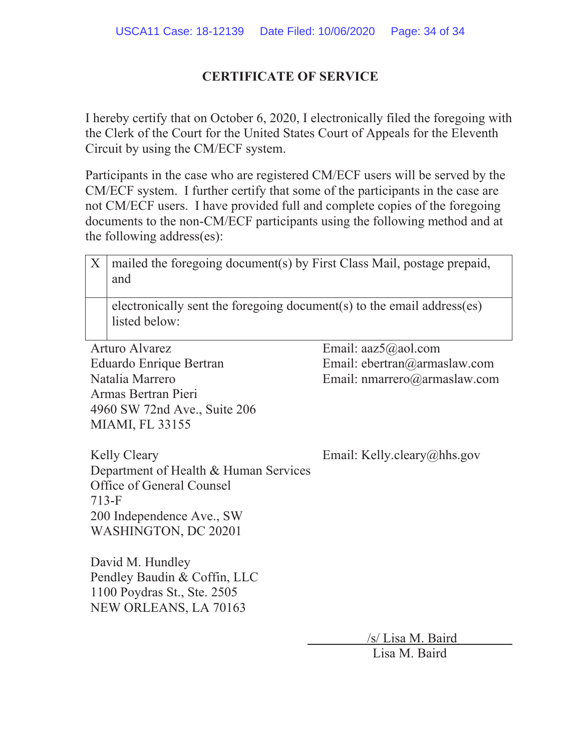## CERTIFICATE OF SERVICE

I hereby certify that on October 6, 2020, I electronically filed the foregoing with the Clerk of the Court for the United States Court of Appeals for the Eleventh Circuit by using the CM/ECF system.

Participants in the case who are registered CM/ECF users will be served by the CM/ECF system. I further certify that some of the participants in the case are not CM/ECF users. I have provided full and complete copies of the foregoing documents to the non-CM/ECF participants using the following method and at the following address(es):

| | |
|---|---|
| X | mailed the foregoing document(s) by First Class Mail, postage prepaid, and |
| | electronically sent the foregoing document(s) to the email address(es) listed below: |

Arturo Alvarez — Email: aaz5@aol.com
Eduardo Enrique Bertran — Email: ebertran@armaslaw.com
Natalia Marrero — Email: nmarrero@armaslaw.com
Armas Bertran Pieri
4960 SW 72nd Ave., Suite 206
MIAMI, FL 33155

Kelly Cleary — Email: Kelly.cleary@hhs.gov
Department of Health & Human Services
Office of General Counsel
713-F
200 Independence Ave., SW
WASHINGTON, DC 20201

David M. Hundley
Pendley Baudin & Coffin, LLC
1100 Poydras St., Ste. 2505
NEW ORLEANS, LA 70163

/s/ Lisa M. Baird
Lisa M. Baird